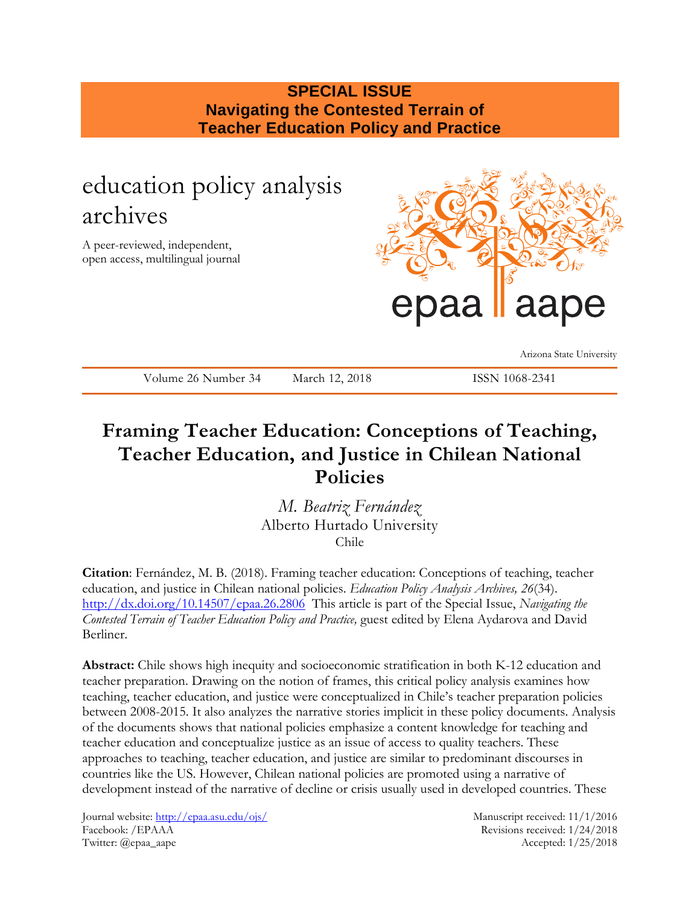**SPECIAL ISSUE**
**Navigating the Contested Terrain of Teacher Education Policy and Practice**

education policy analysis archives

A peer-reviewed, independent, open access, multilingual journal

epaa aape

Arizona State University

Volume 26 Number 34 March 12, 2018 ISSN 1068-2341

# Framing Teacher Education: Conceptions of Teaching, Teacher Education, and Justice in Chilean National Policies

*M. Beatriz Fernández*
Alberto Hurtado University
Chile

**Citation**: Fernández, M. B. (2018). Framing teacher education: Conceptions of teaching, teacher education, and justice in Chilean national policies. *Education Policy Analysis Archives, 26*(34). http://dx.doi.org/10.14507/epaa.26.2806 This article is part of the Special Issue, *Navigating the Contested Terrain of Teacher Education Policy and Practice,* guest edited by Elena Aydarova and David Berliner.

**Abstract:** Chile shows high inequity and socioeconomic stratification in both K-12 education and teacher preparation. Drawing on the notion of frames, this critical policy analysis examines how teaching, teacher education, and justice were conceptualized in Chile's teacher preparation policies between 2008-2015. It also analyzes the narrative stories implicit in these policy documents. Analysis of the documents shows that national policies emphasize a content knowledge for teaching and teacher education and conceptualize justice as an issue of access to quality teachers. These approaches to teaching, teacher education, and justice are similar to predominant discourses in countries like the US. However, Chilean national policies are promoted using a narrative of development instead of the narrative of decline or crisis usually used in developed countries. These

Journal website: http://epaa.asu.edu/ojs/
Facebook: /EPAAA
Twitter: @epaa_aape

Manuscript received: 11/1/2016
Revisions received: 1/24/2018
Accepted: 1/25/2018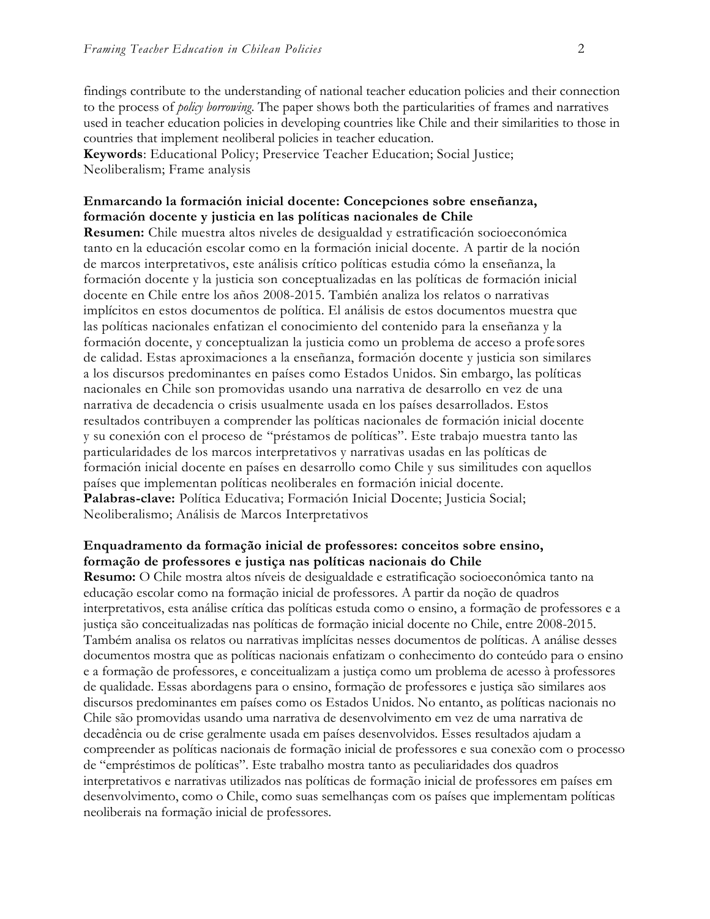findings contribute to the understanding of national teacher education policies and their connection to the process of *policy borrowing*. The paper shows both the particularities of frames and narratives used in teacher education policies in developing countries like Chile and their similarities to those in countries that implement neoliberal policies in teacher education.
**Keywords**: Educational Policy; Preservice Teacher Education; Social Justice; Neoliberalism; Frame analysis

**Enmarcando la formación inicial docente: Concepciones sobre enseñanza, formación docente y justicia en las políticas nacionales de Chile**
**Resumen:** Chile muestra altos niveles de desigualdad y estratificación socioeconómica tanto en la educación escolar como en la formación inicial docente. A partir de la noción de marcos interpretativos, este análisis crítico políticas estudia cómo la enseñanza, la formación docente y la justicia son conceptualizadas en las políticas de formación inicial docente en Chile entre los años 2008-2015. También analiza los relatos o narrativas implícitos en estos documentos de política. El análisis de estos documentos muestra que las políticas nacionales enfatizan el conocimiento del contenido para la enseñanza y la formación docente, y conceptualizan la justicia como un problema de acceso a profesores de calidad. Estas aproximaciones a la enseñanza, formación docente y justicia son similares a los discursos predominantes en países como Estados Unidos. Sin embargo, las políticas nacionales en Chile son promovidas usando una narrativa de desarrollo en vez de una narrativa de decadencia o crisis usualmente usada en los países desarrollados. Estos resultados contribuyen a comprender las políticas nacionales de formación inicial docente y su conexión con el proceso de "préstamos de políticas". Este trabajo muestra tanto las particularidades de los marcos interpretativos y narrativas usadas en las políticas de formación inicial docente en países en desarrollo como Chile y sus similitudes con aquellos países que implementan políticas neoliberales en formación inicial docente.
**Palabras-clave:** Política Educativa; Formación Inicial Docente; Justicia Social; Neoliberalismo; Análisis de Marcos Interpretativos

**Enquadramento da formação inicial de professores: conceitos sobre ensino, formação de professores e justiça nas políticas nacionais do Chile**
**Resumo:** O Chile mostra altos níveis de desigualdade e estratificação socioeconômica tanto na educação escolar como na formação inicial de professores. A partir da noção de quadros interpretativos, esta análise crítica das políticas estuda como o ensino, a formação de professores e a justiça são conceitualizadas nas políticas de formação inicial docente no Chile, entre 2008-2015. Também analisa os relatos ou narrativas implícitas nesses documentos de políticas. A análise desses documentos mostra que as políticas nacionais enfatizam o conhecimento do conteúdo para o ensino e a formação de professores, e conceitualizam a justiça como um problema de acesso à professores de qualidade. Essas abordagens para o ensino, formação de professores e justiça são similares aos discursos predominantes em países como os Estados Unidos. No entanto, as políticas nacionais no Chile são promovidas usando uma narrativa de desenvolvimento em vez de uma narrativa de decadência ou de crise geralmente usada em países desenvolvidos. Esses resultados ajudam a compreender as políticas nacionais de formação inicial de professores e sua conexão com o processo de "empréstimos de políticas". Este trabalho mostra tanto as peculiaridades dos quadros interpretativos e narrativas utilizados nas políticas de formação inicial de professores em países em desenvolvimento, como o Chile, como suas semelhanças com os países que implementam políticas neoliberais na formação inicial de professores.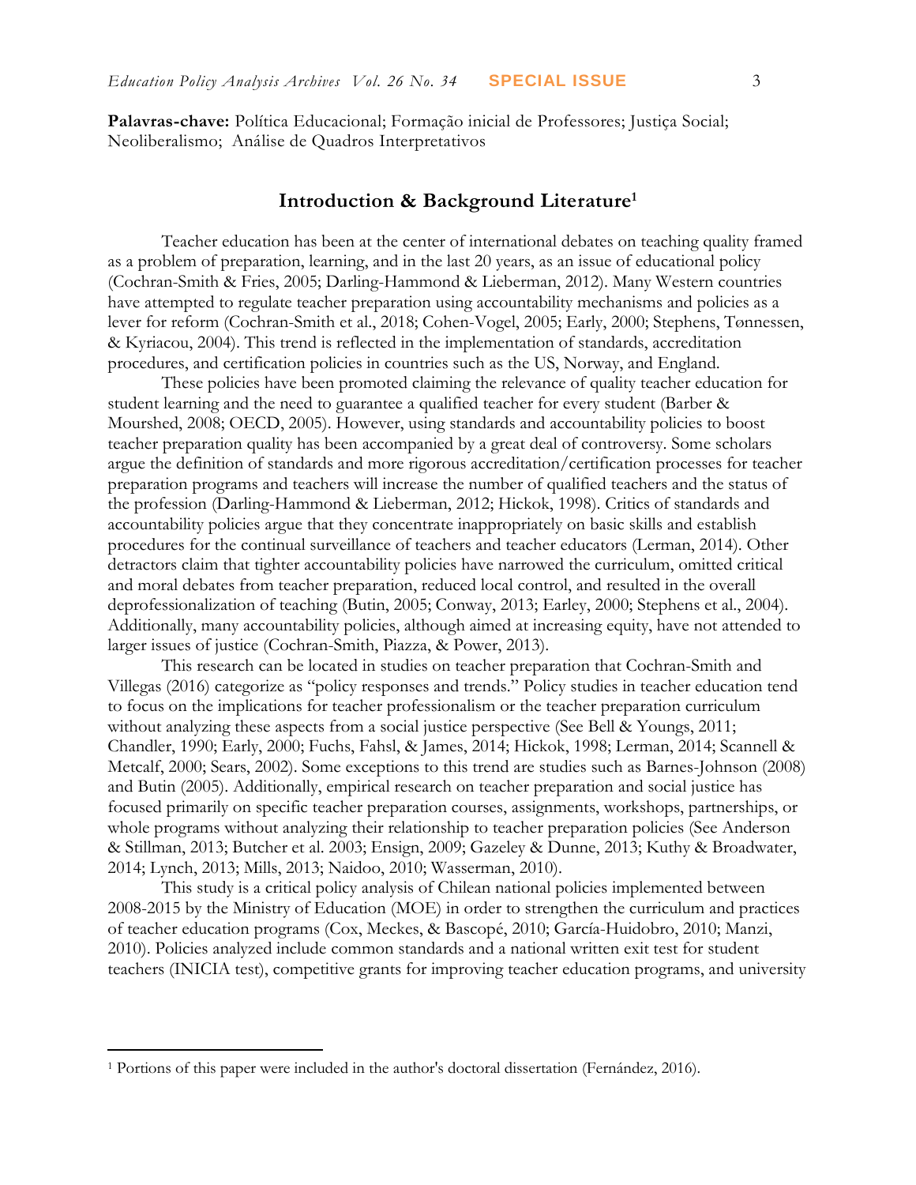**Palavras-chave:** Política Educacional; Formação inicial de Professores; Justiça Social; Neoliberalismo; Análise de Quadros Interpretativos

## Introduction & Background Literature[1]

Teacher education has been at the center of international debates on teaching quality framed as a problem of preparation, learning, and in the last 20 years, as an issue of educational policy (Cochran-Smith & Fries, 2005; Darling-Hammond & Lieberman, 2012). Many Western countries have attempted to regulate teacher preparation using accountability mechanisms and policies as a lever for reform (Cochran-Smith et al., 2018; Cohen-Vogel, 2005; Early, 2000; Stephens, Tønnessen, & Kyriacou, 2004). This trend is reflected in the implementation of standards, accreditation procedures, and certification policies in countries such as the US, Norway, and England.

These policies have been promoted claiming the relevance of quality teacher education for student learning and the need to guarantee a qualified teacher for every student (Barber & Mourshed, 2008; OECD, 2005). However, using standards and accountability policies to boost teacher preparation quality has been accompanied by a great deal of controversy. Some scholars argue the definition of standards and more rigorous accreditation/certification processes for teacher preparation programs and teachers will increase the number of qualified teachers and the status of the profession (Darling-Hammond & Lieberman, 2012; Hickok, 1998). Critics of standards and accountability policies argue that they concentrate inappropriately on basic skills and establish procedures for the continual surveillance of teachers and teacher educators (Lerman, 2014). Other detractors claim that tighter accountability policies have narrowed the curriculum, omitted critical and moral debates from teacher preparation, reduced local control, and resulted in the overall deprofessionalization of teaching (Butin, 2005; Conway, 2013; Earley, 2000; Stephens et al., 2004). Additionally, many accountability policies, although aimed at increasing equity, have not attended to larger issues of justice (Cochran-Smith, Piazza, & Power, 2013).

This research can be located in studies on teacher preparation that Cochran-Smith and Villegas (2016) categorize as "policy responses and trends." Policy studies in teacher education tend to focus on the implications for teacher professionalism or the teacher preparation curriculum without analyzing these aspects from a social justice perspective (See Bell & Youngs, 2011; Chandler, 1990; Early, 2000; Fuchs, Fahsl, & James, 2014; Hickok, 1998; Lerman, 2014; Scannell & Metcalf, 2000; Sears, 2002). Some exceptions to this trend are studies such as Barnes-Johnson (2008) and Butin (2005). Additionally, empirical research on teacher preparation and social justice has focused primarily on specific teacher preparation courses, assignments, workshops, partnerships, or whole programs without analyzing their relationship to teacher preparation policies (See Anderson & Stillman, 2013; Butcher et al. 2003; Ensign, 2009; Gazeley & Dunne, 2013; Kuthy & Broadwater, 2014; Lynch, 2013; Mills, 2013; Naidoo, 2010; Wasserman, 2010).

This study is a critical policy analysis of Chilean national policies implemented between 2008-2015 by the Ministry of Education (MOE) in order to strengthen the curriculum and practices of teacher education programs (Cox, Meckes, & Bascopé, 2010; García-Huidobro, 2010; Manzi, 2010). Policies analyzed include common standards and a national written exit test for student teachers (INICIA test), competitive grants for improving teacher education programs, and university

---

[1] Portions of this paper were included in the author's doctoral dissertation (Fernández, 2016).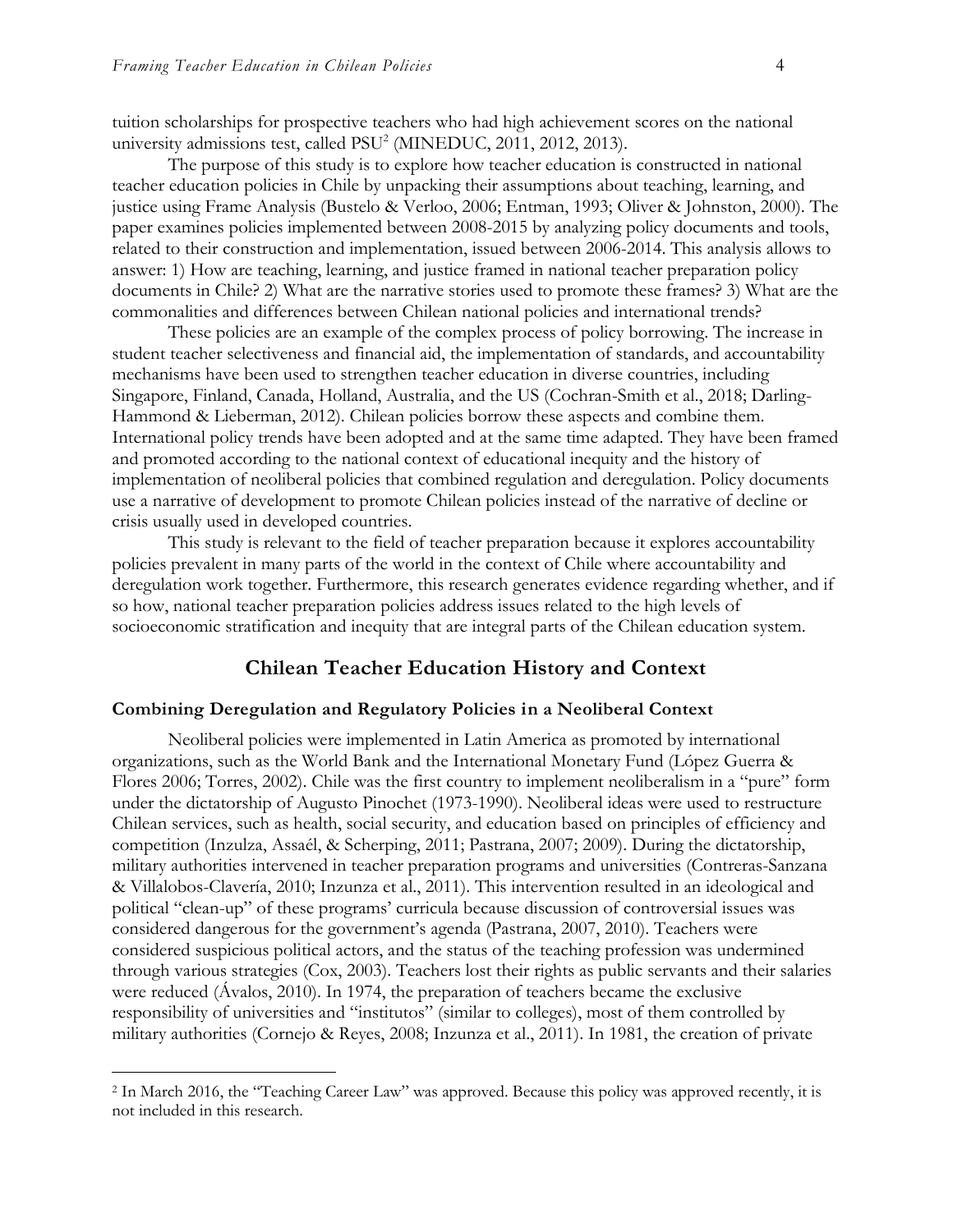tuition scholarships for prospective teachers who had high achievement scores on the national university admissions test, called PSU[2] (MINEDUC, 2011, 2012, 2013).

The purpose of this study is to explore how teacher education is constructed in national teacher education policies in Chile by unpacking their assumptions about teaching, learning, and justice using Frame Analysis (Bustelo & Verloo, 2006; Entman, 1993; Oliver & Johnston, 2000). The paper examines policies implemented between 2008-2015 by analyzing policy documents and tools, related to their construction and implementation, issued between 2006-2014. This analysis allows to answer: 1) How are teaching, learning, and justice framed in national teacher preparation policy documents in Chile? 2) What are the narrative stories used to promote these frames? 3) What are the commonalities and differences between Chilean national policies and international trends?

These policies are an example of the complex process of policy borrowing. The increase in student teacher selectiveness and financial aid, the implementation of standards, and accountability mechanisms have been used to strengthen teacher education in diverse countries, including Singapore, Finland, Canada, Holland, Australia, and the US (Cochran-Smith et al., 2018; Darling-Hammond & Lieberman, 2012). Chilean policies borrow these aspects and combine them. International policy trends have been adopted and at the same time adapted. They have been framed and promoted according to the national context of educational inequity and the history of implementation of neoliberal policies that combined regulation and deregulation. Policy documents use a narrative of development to promote Chilean policies instead of the narrative of decline or crisis usually used in developed countries.

This study is relevant to the field of teacher preparation because it explores accountability policies prevalent in many parts of the world in the context of Chile where accountability and deregulation work together. Furthermore, this research generates evidence regarding whether, and if so how, national teacher preparation policies address issues related to the high levels of socioeconomic stratification and inequity that are integral parts of the Chilean education system.

## Chilean Teacher Education History and Context

### Combining Deregulation and Regulatory Policies in a Neoliberal Context

Neoliberal policies were implemented in Latin America as promoted by international organizations, such as the World Bank and the International Monetary Fund (López Guerra & Flores 2006; Torres, 2002). Chile was the first country to implement neoliberalism in a "pure" form under the dictatorship of Augusto Pinochet (1973-1990). Neoliberal ideas were used to restructure Chilean services, such as health, social security, and education based on principles of efficiency and competition (Inzulza, Assaél, & Scherping, 2011; Pastrana, 2007; 2009). During the dictatorship, military authorities intervened in teacher preparation programs and universities (Contreras-Sanzana & Villalobos-Clavería, 2010; Inzunza et al., 2011). This intervention resulted in an ideological and political "clean-up" of these programs' curricula because discussion of controversial issues was considered dangerous for the government's agenda (Pastrana, 2007, 2010). Teachers were considered suspicious political actors, and the status of the teaching profession was undermined through various strategies (Cox, 2003). Teachers lost their rights as public servants and their salaries were reduced (Ávalos, 2010). In 1974, the preparation of teachers became the exclusive responsibility of universities and "institutos" (similar to colleges), most of them controlled by military authorities (Cornejo & Reyes, 2008; Inzunza et al., 2011). In 1981, the creation of private

[2] In March 2016, the "Teaching Career Law" was approved. Because this policy was approved recently, it is not included in this research.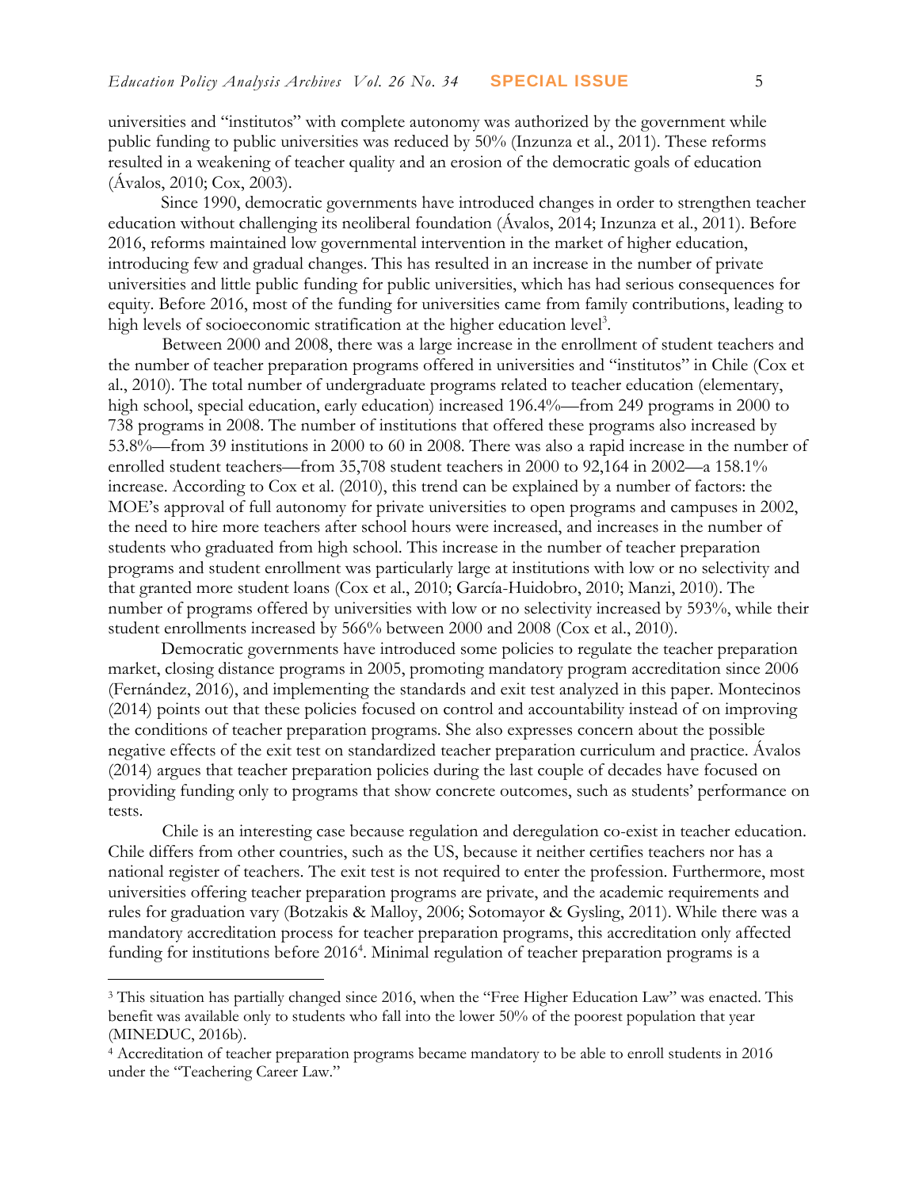universities and "institutos" with complete autonomy was authorized by the government while public funding to public universities was reduced by 50% (Inzunza et al., 2011). These reforms resulted in a weakening of teacher quality and an erosion of the democratic goals of education (Ávalos, 2010; Cox, 2003).

Since 1990, democratic governments have introduced changes in order to strengthen teacher education without challenging its neoliberal foundation (Ávalos, 2014; Inzunza et al., 2011). Before 2016, reforms maintained low governmental intervention in the market of higher education, introducing few and gradual changes. This has resulted in an increase in the number of private universities and little public funding for public universities, which has had serious consequences for equity. Before 2016, most of the funding for universities came from family contributions, leading to high levels of socioeconomic stratification at the higher education level[3].

Between 2000 and 2008, there was a large increase in the enrollment of student teachers and the number of teacher preparation programs offered in universities and "institutos" in Chile (Cox et al., 2010). The total number of undergraduate programs related to teacher education (elementary, high school, special education, early education) increased 196.4%—from 249 programs in 2000 to 738 programs in 2008. The number of institutions that offered these programs also increased by 53.8%—from 39 institutions in 2000 to 60 in 2008. There was also a rapid increase in the number of enrolled student teachers—from 35,708 student teachers in 2000 to 92,164 in 2002—a 158.1% increase. According to Cox et al. (2010), this trend can be explained by a number of factors: the MOE's approval of full autonomy for private universities to open programs and campuses in 2002, the need to hire more teachers after school hours were increased, and increases in the number of students who graduated from high school. This increase in the number of teacher preparation programs and student enrollment was particularly large at institutions with low or no selectivity and that granted more student loans (Cox et al., 2010; García-Huidobro, 2010; Manzi, 2010). The number of programs offered by universities with low or no selectivity increased by 593%, while their student enrollments increased by 566% between 2000 and 2008 (Cox et al., 2010).

Democratic governments have introduced some policies to regulate the teacher preparation market, closing distance programs in 2005, promoting mandatory program accreditation since 2006 (Fernández, 2016), and implementing the standards and exit test analyzed in this paper. Montecinos (2014) points out that these policies focused on control and accountability instead of on improving the conditions of teacher preparation programs. She also expresses concern about the possible negative effects of the exit test on standardized teacher preparation curriculum and practice. Ávalos (2014) argues that teacher preparation policies during the last couple of decades have focused on providing funding only to programs that show concrete outcomes, such as students' performance on tests.

Chile is an interesting case because regulation and deregulation co-exist in teacher education. Chile differs from other countries, such as the US, because it neither certifies teachers nor has a national register of teachers. The exit test is not required to enter the profession. Furthermore, most universities offering teacher preparation programs are private, and the academic requirements and rules for graduation vary (Botzakis & Malloy, 2006; Sotomayor & Gysling, 2011). While there was a mandatory accreditation process for teacher preparation programs, this accreditation only affected funding for institutions before 2016[4]. Minimal regulation of teacher preparation programs is a

---

[3] This situation has partially changed since 2016, when the "Free Higher Education Law" was enacted. This benefit was available only to students who fall into the lower 50% of the poorest population that year (MINEDUC, 2016b).

[4] Accreditation of teacher preparation programs became mandatory to be able to enroll students in 2016 under the "Teachering Career Law."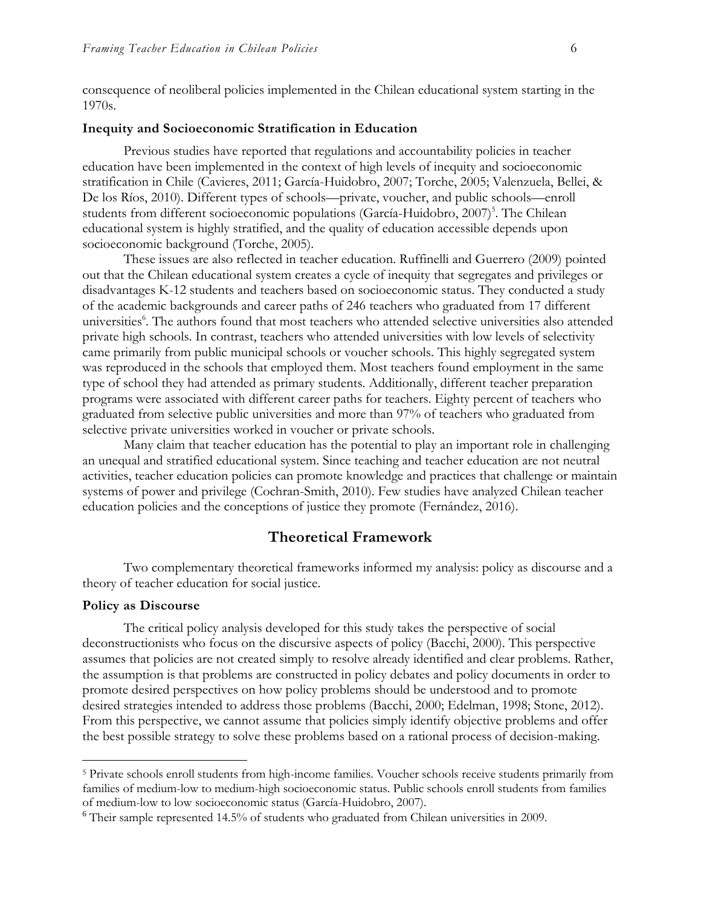consequence of neoliberal policies implemented in the Chilean educational system starting in the 1970s.

### Inequity and Socioeconomic Stratification in Education

Previous studies have reported that regulations and accountability policies in teacher education have been implemented in the context of high levels of inequity and socioeconomic stratification in Chile (Cavieres, 2011; García-Huidobro, 2007; Torche, 2005; Valenzuela, Bellei, & De los Ríos, 2010). Different types of schools—private, voucher, and public schools—enroll students from different socioeconomic populations (García-Huidobro, 2007)[5]. The Chilean educational system is highly stratified, and the quality of education accessible depends upon socioeconomic background (Torche, 2005).

These issues are also reflected in teacher education. Ruffinelli and Guerrero (2009) pointed out that the Chilean educational system creates a cycle of inequity that segregates and privileges or disadvantages K-12 students and teachers based on socioeconomic status. They conducted a study of the academic backgrounds and career paths of 246 teachers who graduated from 17 different universities[6]. The authors found that most teachers who attended selective universities also attended private high schools. In contrast, teachers who attended universities with low levels of selectivity came primarily from public municipal schools or voucher schools. This highly segregated system was reproduced in the schools that employed them. Most teachers found employment in the same type of school they had attended as primary students. Additionally, different teacher preparation programs were associated with different career paths for teachers. Eighty percent of teachers who graduated from selective public universities and more than 97% of teachers who graduated from selective private universities worked in voucher or private schools.

Many claim that teacher education has the potential to play an important role in challenging an unequal and stratified educational system. Since teaching and teacher education are not neutral activities, teacher education policies can promote knowledge and practices that challenge or maintain systems of power and privilege (Cochran-Smith, 2010). Few studies have analyzed Chilean teacher education policies and the conceptions of justice they promote (Fernández, 2016).

## Theoretical Framework

Two complementary theoretical frameworks informed my analysis: policy as discourse and a theory of teacher education for social justice.

### Policy as Discourse

The critical policy analysis developed for this study takes the perspective of social deconstructionists who focus on the discursive aspects of policy (Bacchi, 2000). This perspective assumes that policies are not created simply to resolve already identified and clear problems. Rather, the assumption is that problems are constructed in policy debates and policy documents in order to promote desired perspectives on how policy problems should be understood and to promote desired strategies intended to address those problems (Bacchi, 2000; Edelman, 1998; Stone, 2012). From this perspective, we cannot assume that policies simply identify objective problems and offer the best possible strategy to solve these problems based on a rational process of decision-making.

[5] Private schools enroll students from high-income families. Voucher schools receive students primarily from families of medium-low to medium-high socioeconomic status. Public schools enroll students from families of medium-low to low socioeconomic status (García-Huidobro, 2007).

[6] Their sample represented 14.5% of students who graduated from Chilean universities in 2009.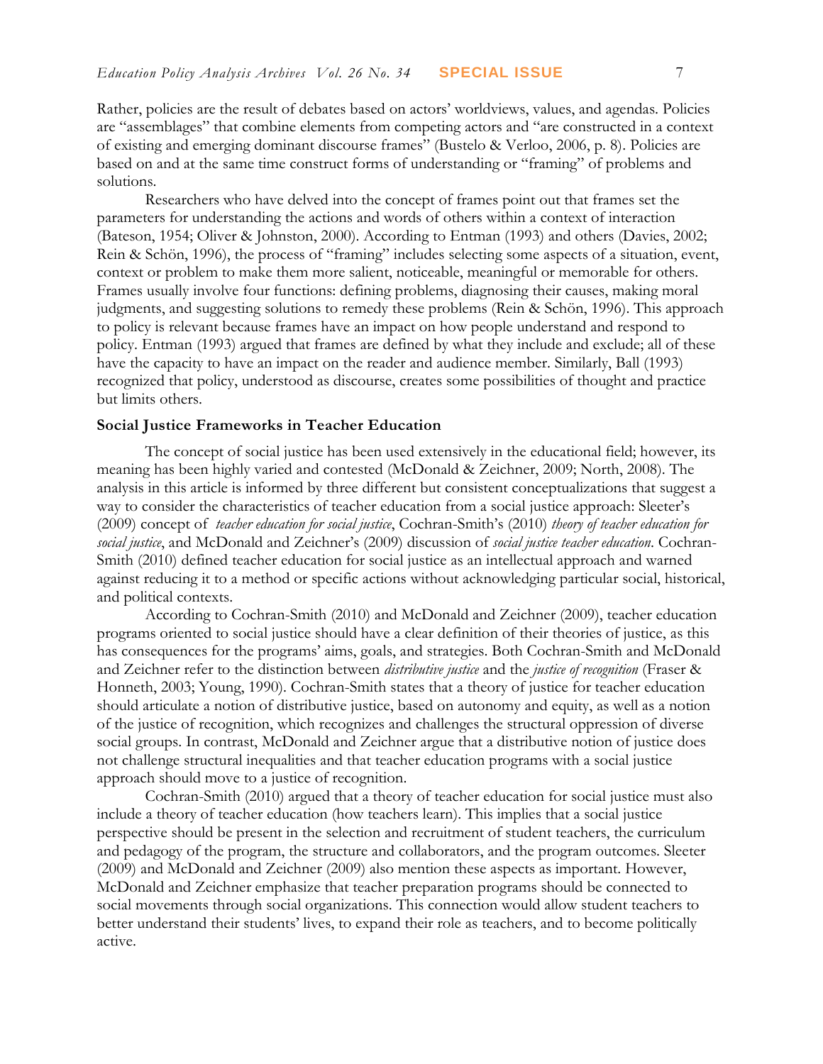Rather, policies are the result of debates based on actors' worldviews, values, and agendas. Policies are "assemblages" that combine elements from competing actors and "are constructed in a context of existing and emerging dominant discourse frames" (Bustelo & Verloo, 2006, p. 8). Policies are based on and at the same time construct forms of understanding or "framing" of problems and solutions.

Researchers who have delved into the concept of frames point out that frames set the parameters for understanding the actions and words of others within a context of interaction (Bateson, 1954; Oliver & Johnston, 2000). According to Entman (1993) and others (Davies, 2002; Rein & Schön, 1996), the process of "framing" includes selecting some aspects of a situation, event, context or problem to make them more salient, noticeable, meaningful or memorable for others. Frames usually involve four functions: defining problems, diagnosing their causes, making moral judgments, and suggesting solutions to remedy these problems (Rein & Schön, 1996). This approach to policy is relevant because frames have an impact on how people understand and respond to policy. Entman (1993) argued that frames are defined by what they include and exclude; all of these have the capacity to have an impact on the reader and audience member. Similarly, Ball (1993) recognized that policy, understood as discourse, creates some possibilities of thought and practice but limits others.

### Social Justice Frameworks in Teacher Education

The concept of social justice has been used extensively in the educational field; however, its meaning has been highly varied and contested (McDonald & Zeichner, 2009; North, 2008). The analysis in this article is informed by three different but consistent conceptualizations that suggest a way to consider the characteristics of teacher education from a social justice approach: Sleeter's (2009) concept of *teacher education for social justice*, Cochran-Smith's (2010) *theory of teacher education for social justice*, and McDonald and Zeichner's (2009) discussion of *social justice teacher education*. Cochran-Smith (2010) defined teacher education for social justice as an intellectual approach and warned against reducing it to a method or specific actions without acknowledging particular social, historical, and political contexts.

According to Cochran-Smith (2010) and McDonald and Zeichner (2009), teacher education programs oriented to social justice should have a clear definition of their theories of justice, as this has consequences for the programs' aims, goals, and strategies. Both Cochran-Smith and McDonald and Zeichner refer to the distinction between *distributive justice* and the *justice of recognition* (Fraser & Honneth, 2003; Young, 1990). Cochran-Smith states that a theory of justice for teacher education should articulate a notion of distributive justice, based on autonomy and equity, as well as a notion of the justice of recognition, which recognizes and challenges the structural oppression of diverse social groups. In contrast, McDonald and Zeichner argue that a distributive notion of justice does not challenge structural inequalities and that teacher education programs with a social justice approach should move to a justice of recognition.

Cochran-Smith (2010) argued that a theory of teacher education for social justice must also include a theory of teacher education (how teachers learn). This implies that a social justice perspective should be present in the selection and recruitment of student teachers, the curriculum and pedagogy of the program, the structure and collaborators, and the program outcomes. Sleeter (2009) and McDonald and Zeichner (2009) also mention these aspects as important. However, McDonald and Zeichner emphasize that teacher preparation programs should be connected to social movements through social organizations. This connection would allow student teachers to better understand their students' lives, to expand their role as teachers, and to become politically active.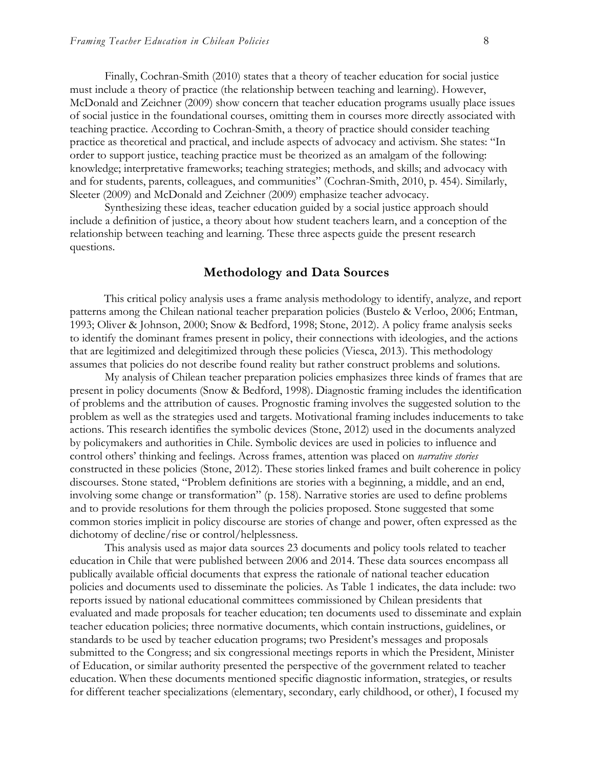Finally, Cochran-Smith (2010) states that a theory of teacher education for social justice must include a theory of practice (the relationship between teaching and learning). However, McDonald and Zeichner (2009) show concern that teacher education programs usually place issues of social justice in the foundational courses, omitting them in courses more directly associated with teaching practice. According to Cochran-Smith, a theory of practice should consider teaching practice as theoretical and practical, and include aspects of advocacy and activism. She states: "In order to support justice, teaching practice must be theorized as an amalgam of the following: knowledge; interpretative frameworks; teaching strategies; methods, and skills; and advocacy with and for students, parents, colleagues, and communities" (Cochran-Smith, 2010, p. 454). Similarly, Sleeter (2009) and McDonald and Zeichner (2009) emphasize teacher advocacy.

Synthesizing these ideas, teacher education guided by a social justice approach should include a definition of justice, a theory about how student teachers learn, and a conception of the relationship between teaching and learning. These three aspects guide the present research questions.

## Methodology and Data Sources

This critical policy analysis uses a frame analysis methodology to identify, analyze, and report patterns among the Chilean national teacher preparation policies (Bustelo & Verloo, 2006; Entman, 1993; Oliver & Johnson, 2000; Snow & Bedford, 1998; Stone, 2012). A policy frame analysis seeks to identify the dominant frames present in policy, their connections with ideologies, and the actions that are legitimized and delegitimized through these policies (Viesca, 2013). This methodology assumes that policies do not describe found reality but rather construct problems and solutions.

My analysis of Chilean teacher preparation policies emphasizes three kinds of frames that are present in policy documents (Snow & Bedford, 1998). Diagnostic framing includes the identification of problems and the attribution of causes. Prognostic framing involves the suggested solution to the problem as well as the strategies used and targets. Motivational framing includes inducements to take actions. This research identifies the symbolic devices (Stone, 2012) used in the documents analyzed by policymakers and authorities in Chile. Symbolic devices are used in policies to influence and control others' thinking and feelings. Across frames, attention was placed on *narrative stories* constructed in these policies (Stone, 2012). These stories linked frames and built coherence in policy discourses. Stone stated, "Problem definitions are stories with a beginning, a middle, and an end, involving some change or transformation" (p. 158). Narrative stories are used to define problems and to provide resolutions for them through the policies proposed. Stone suggested that some common stories implicit in policy discourse are stories of change and power, often expressed as the dichotomy of decline/rise or control/helplessness.

This analysis used as major data sources 23 documents and policy tools related to teacher education in Chile that were published between 2006 and 2014. These data sources encompass all publically available official documents that express the rationale of national teacher education policies and documents used to disseminate the policies. As Table 1 indicates, the data include: two reports issued by national educational committees commissioned by Chilean presidents that evaluated and made proposals for teacher education; ten documents used to disseminate and explain teacher education policies; three normative documents, which contain instructions, guidelines, or standards to be used by teacher education programs; two President's messages and proposals submitted to the Congress; and six congressional meetings reports in which the President, Minister of Education, or similar authority presented the perspective of the government related to teacher education. When these documents mentioned specific diagnostic information, strategies, or results for different teacher specializations (elementary, secondary, early childhood, or other), I focused my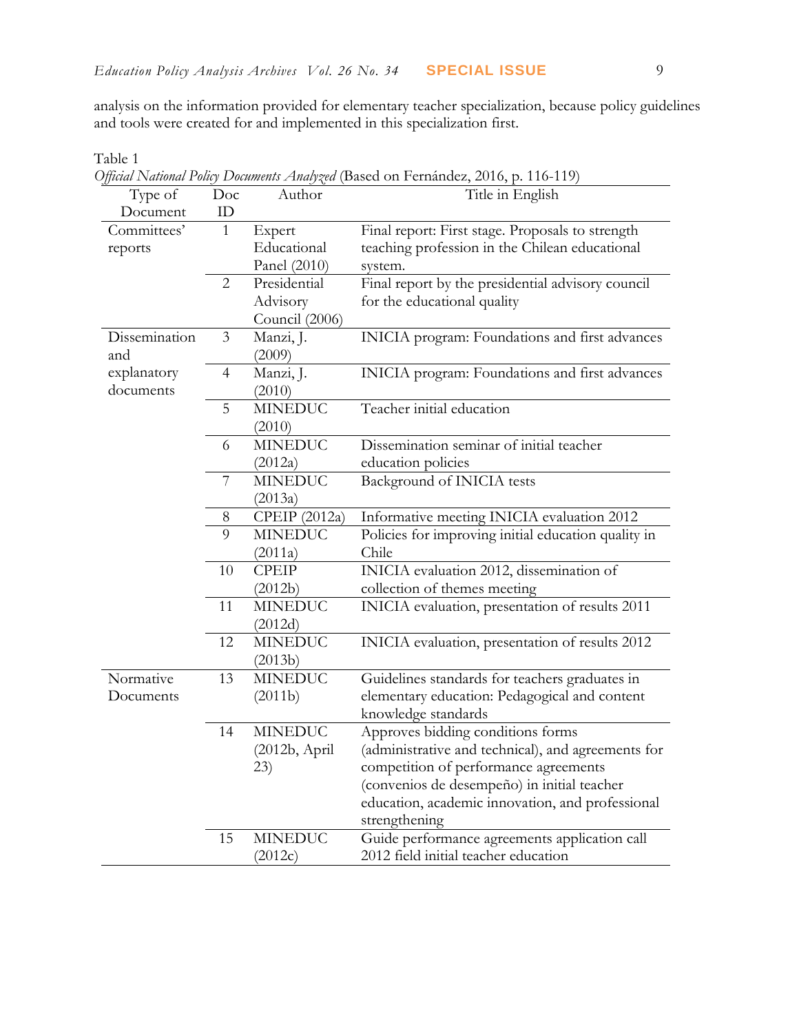analysis on the information provided for elementary teacher specialization, because policy guidelines and tools were created for and implemented in this specialization first.

Table 1
*Official National Policy Documents Analyzed* (Based on Fernández, 2016, p. 116-119)

| Type of Document | Doc ID | Author | Title in English |
|---|---|---|---|
| Committees' reports | 1 | Expert Educational Panel (2010) | Final report: First stage. Proposals to strength teaching profession in the Chilean educational system. |
| | 2 | Presidential Advisory Council (2006) | Final report by the presidential advisory council for the educational quality |
| Dissemination and explanatory documents | 3 | Manzi, J. (2009) | INICIA program: Foundations and first advances |
| | 4 | Manzi, J. (2010) | INICIA program: Foundations and first advances |
| | 5 | MINEDUC (2010) | Teacher initial education |
| | 6 | MINEDUC (2012a) | Dissemination seminar of initial teacher education policies |
| | 7 | MINEDUC (2013a) | Background of INICIA tests |
| | 8 | CPEIP (2012a) | Informative meeting INICIA evaluation 2012 |
| | 9 | MINEDUC (2011a) | Policies for improving initial education quality in Chile |
| | 10 | CPEIP (2012b) | INICIA evaluation 2012, dissemination of collection of themes meeting |
| | 11 | MINEDUC (2012d) | INICIA evaluation, presentation of results 2011 |
| | 12 | MINEDUC (2013b) | INICIA evaluation, presentation of results 2012 |
| Normative Documents | 13 | MINEDUC (2011b) | Guidelines standards for teachers graduates in elementary education: Pedagogical and content knowledge standards |
| | 14 | MINEDUC (2012b, April 23) | Approves bidding conditions forms (administrative and technical), and agreements for competition of performance agreements (convenios de desempeño) in initial teacher education, academic innovation, and professional strengthening |
| | 15 | MINEDUC (2012c) | Guide performance agreements application call 2012 field initial teacher education |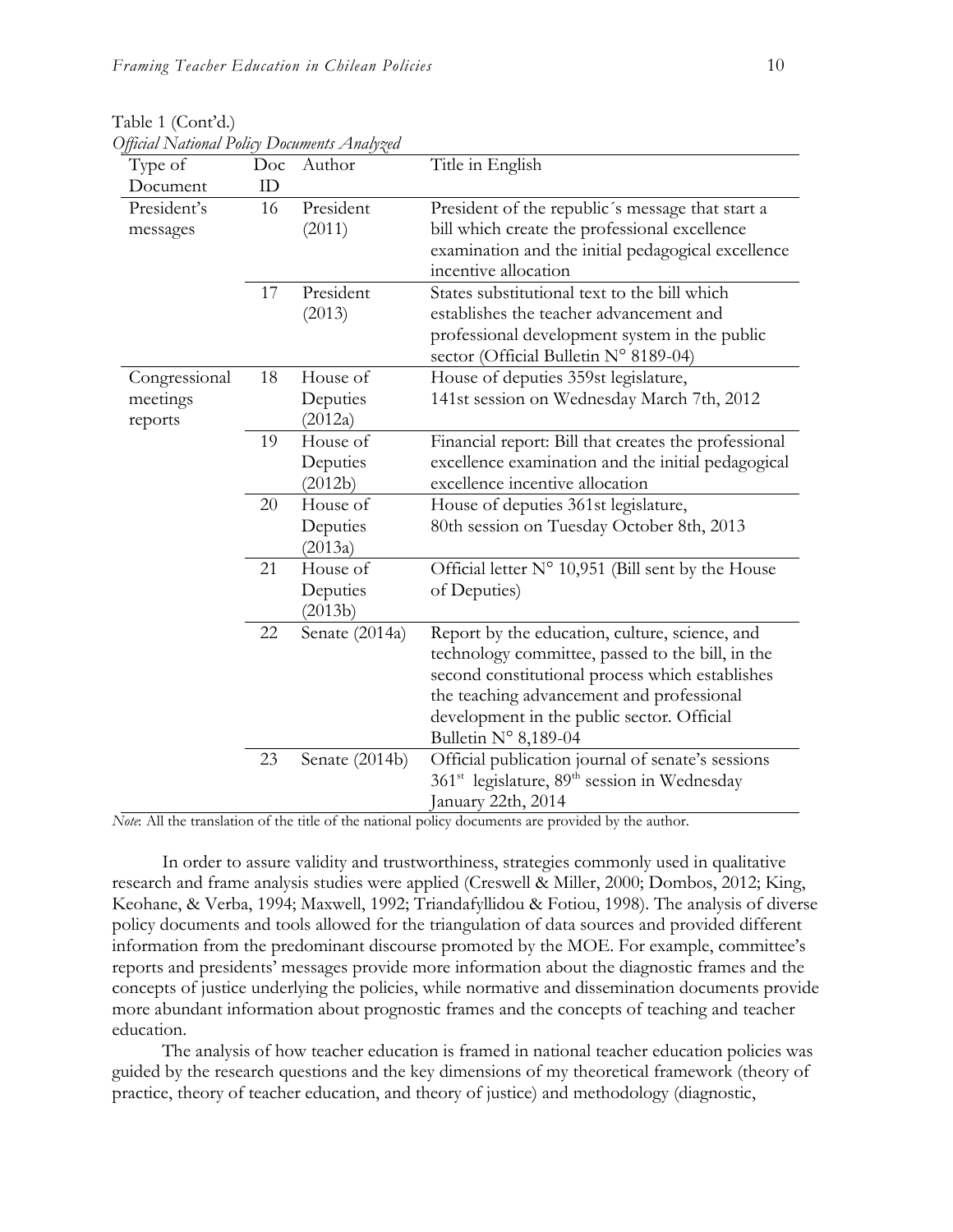Table 1 (Cont'd.)

*Official National Policy Documents Analyzed*

| Type of Document | Doc ID | Author | Title in English |
|---|---|---|---|
| President's messages | 16 | President (2011) | President of the republic´s message that start a bill which create the professional excellence examination and the initial pedagogical excellence incentive allocation |
| | 17 | President (2013) | States substitutional text to the bill which establishes the teacher advancement and professional development system in the public sector (Official Bulletin N° 8189-04) |
| Congressional meetings reports | 18 | House of Deputies (2012a) | House of deputies 359st legislature, 141st session on Wednesday March 7th, 2012 |
| | 19 | House of Deputies (2012b) | Financial report: Bill that creates the professional excellence examination and the initial pedagogical excellence incentive allocation |
| | 20 | House of Deputies (2013a) | House of deputies 361st legislature, 80th session on Tuesday October 8th, 2013 |
| | 21 | House of Deputies (2013b) | Official letter N° 10,951 (Bill sent by the House of Deputies) |
| | 22 | Senate (2014a) | Report by the education, culture, science, and technology committee, passed to the bill, in the second constitutional process which establishes the teaching advancement and professional development in the public sector. Official Bulletin N° 8,189-04 |
| | 23 | Senate (2014b) | Official publication journal of senate's sessions 361st legislature, 89th session in Wednesday January 22th, 2014 |

*Note*: All the translation of the title of the national policy documents are provided by the author.

In order to assure validity and trustworthiness, strategies commonly used in qualitative research and frame analysis studies were applied (Creswell & Miller, 2000; Dombos, 2012; King, Keohane, & Verba, 1994; Maxwell, 1992; Triandafyllidou & Fotiou, 1998). The analysis of diverse policy documents and tools allowed for the triangulation of data sources and provided different information from the predominant discourse promoted by the MOE. For example, committee's reports and presidents' messages provide more information about the diagnostic frames and the concepts of justice underlying the policies, while normative and dissemination documents provide more abundant information about prognostic frames and the concepts of teaching and teacher education.

The analysis of how teacher education is framed in national teacher education policies was guided by the research questions and the key dimensions of my theoretical framework (theory of practice, theory of teacher education, and theory of justice) and methodology (diagnostic,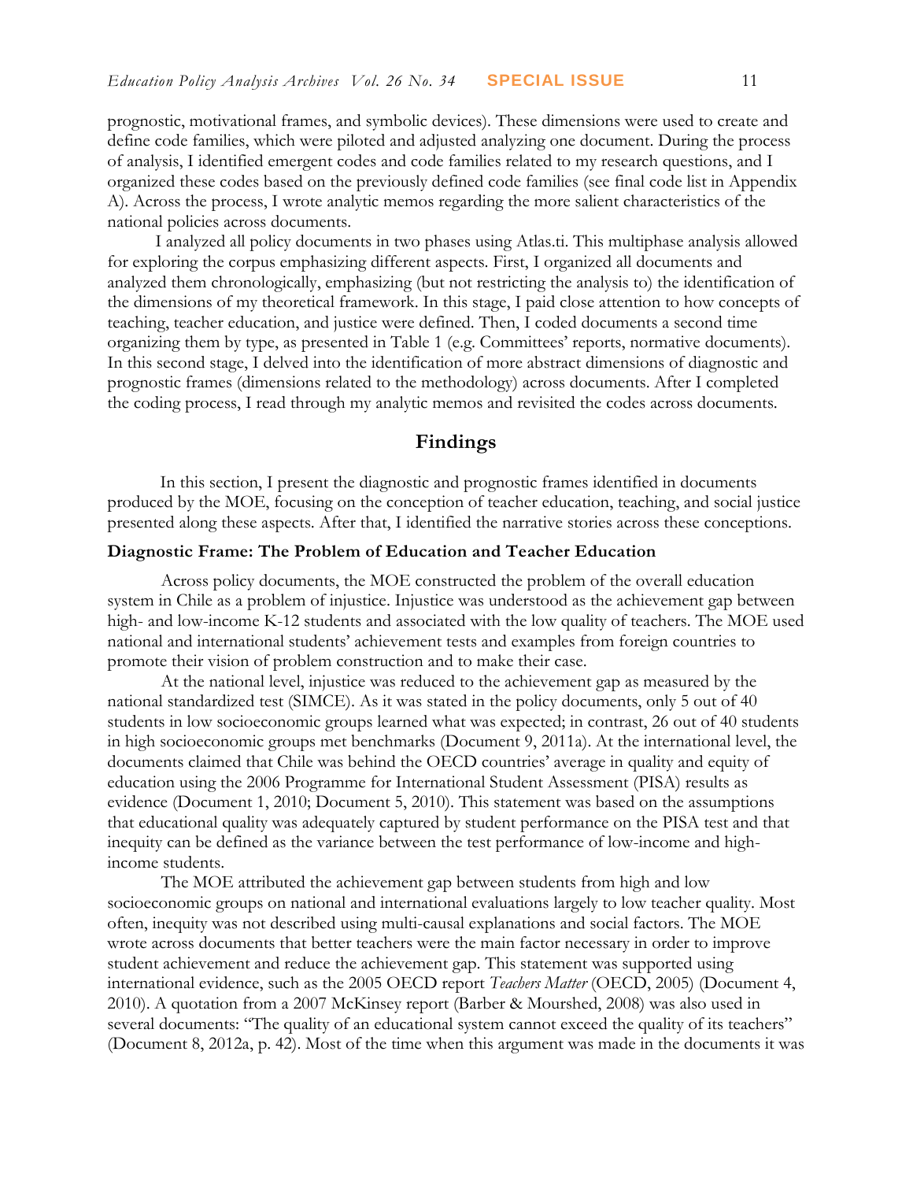prognostic, motivational frames, and symbolic devices). These dimensions were used to create and define code families, which were piloted and adjusted analyzing one document. During the process of analysis, I identified emergent codes and code families related to my research questions, and I organized these codes based on the previously defined code families (see final code list in Appendix A). Across the process, I wrote analytic memos regarding the more salient characteristics of the national policies across documents.

I analyzed all policy documents in two phases using Atlas.ti. This multiphase analysis allowed for exploring the corpus emphasizing different aspects. First, I organized all documents and analyzed them chronologically, emphasizing (but not restricting the analysis to) the identification of the dimensions of my theoretical framework. In this stage, I paid close attention to how concepts of teaching, teacher education, and justice were defined. Then, I coded documents a second time organizing them by type, as presented in Table 1 (e.g. Committees' reports, normative documents). In this second stage, I delved into the identification of more abstract dimensions of diagnostic and prognostic frames (dimensions related to the methodology) across documents. After I completed the coding process, I read through my analytic memos and revisited the codes across documents.

## Findings

In this section, I present the diagnostic and prognostic frames identified in documents produced by the MOE, focusing on the conception of teacher education, teaching, and social justice presented along these aspects. After that, I identified the narrative stories across these conceptions.

### Diagnostic Frame: The Problem of Education and Teacher Education

Across policy documents, the MOE constructed the problem of the overall education system in Chile as a problem of injustice. Injustice was understood as the achievement gap between high- and low-income K-12 students and associated with the low quality of teachers. The MOE used national and international students' achievement tests and examples from foreign countries to promote their vision of problem construction and to make their case.

At the national level, injustice was reduced to the achievement gap as measured by the national standardized test (SIMCE). As it was stated in the policy documents, only 5 out of 40 students in low socioeconomic groups learned what was expected; in contrast, 26 out of 40 students in high socioeconomic groups met benchmarks (Document 9, 2011a). At the international level, the documents claimed that Chile was behind the OECD countries' average in quality and equity of education using the 2006 Programme for International Student Assessment (PISA) results as evidence (Document 1, 2010; Document 5, 2010). This statement was based on the assumptions that educational quality was adequately captured by student performance on the PISA test and that inequity can be defined as the variance between the test performance of low-income and high-income students.

The MOE attributed the achievement gap between students from high and low socioeconomic groups on national and international evaluations largely to low teacher quality. Most often, inequity was not described using multi-causal explanations and social factors. The MOE wrote across documents that better teachers were the main factor necessary in order to improve student achievement and reduce the achievement gap. This statement was supported using international evidence, such as the 2005 OECD report *Teachers Matter* (OECD, 2005) (Document 4, 2010). A quotation from a 2007 McKinsey report (Barber & Mourshed, 2008) was also used in several documents: "The quality of an educational system cannot exceed the quality of its teachers" (Document 8, 2012a, p. 42). Most of the time when this argument was made in the documents it was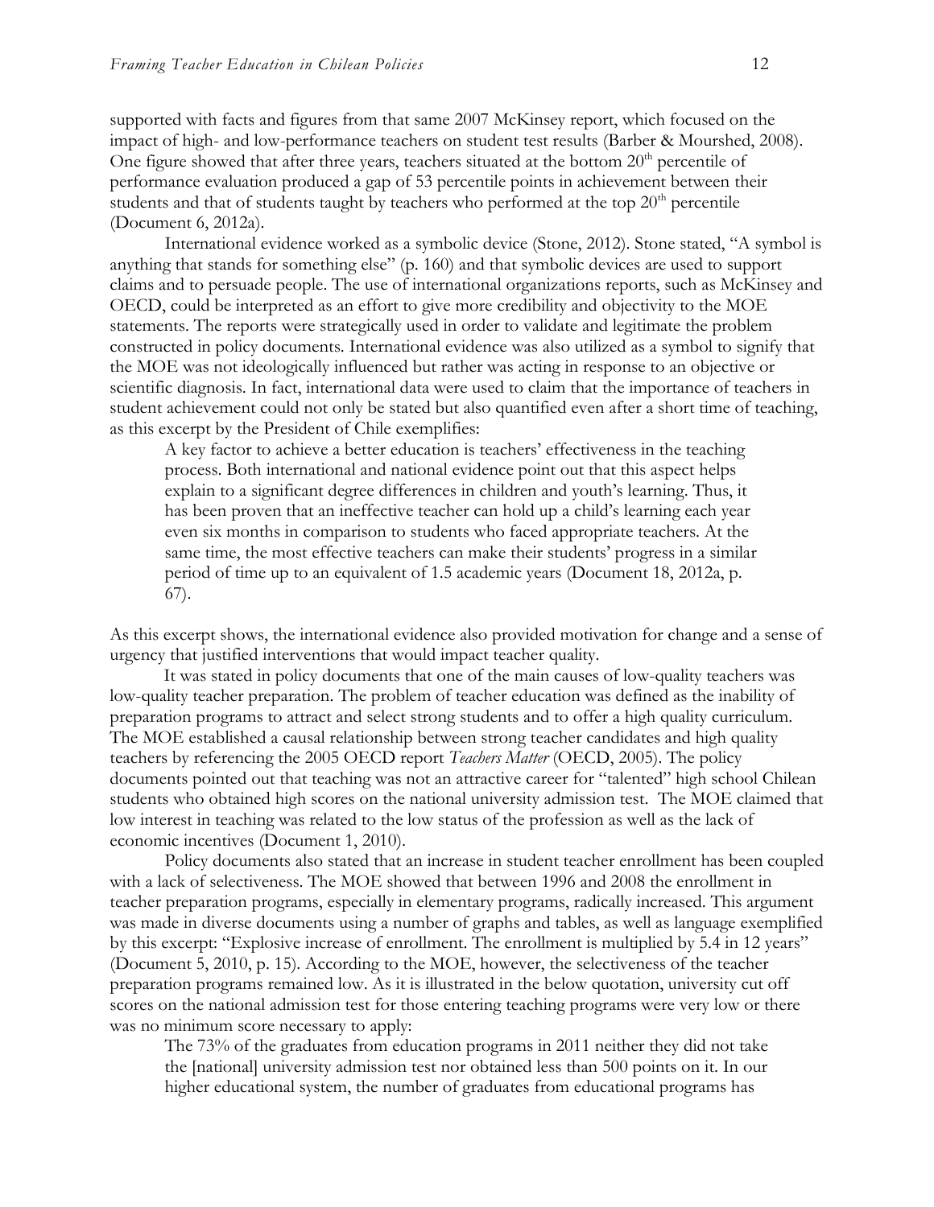supported with facts and figures from that same 2007 McKinsey report, which focused on the impact of high- and low-performance teachers on student test results (Barber & Mourshed, 2008). One figure showed that after three years, teachers situated at the bottom 20th percentile of performance evaluation produced a gap of 53 percentile points in achievement between their students and that of students taught by teachers who performed at the top 20th percentile (Document 6, 2012a).

International evidence worked as a symbolic device (Stone, 2012). Stone stated, "A symbol is anything that stands for something else" (p. 160) and that symbolic devices are used to support claims and to persuade people. The use of international organizations reports, such as McKinsey and OECD, could be interpreted as an effort to give more credibility and objectivity to the MOE statements. The reports were strategically used in order to validate and legitimate the problem constructed in policy documents. International evidence was also utilized as a symbol to signify that the MOE was not ideologically influenced but rather was acting in response to an objective or scientific diagnosis. In fact, international data were used to claim that the importance of teachers in student achievement could not only be stated but also quantified even after a short time of teaching, as this excerpt by the President of Chile exemplifies:

> A key factor to achieve a better education is teachers' effectiveness in the teaching process. Both international and national evidence point out that this aspect helps explain to a significant degree differences in children and youth's learning. Thus, it has been proven that an ineffective teacher can hold up a child's learning each year even six months in comparison to students who faced appropriate teachers. At the same time, the most effective teachers can make their students' progress in a similar period of time up to an equivalent of 1.5 academic years (Document 18, 2012a, p. 67).

As this excerpt shows, the international evidence also provided motivation for change and a sense of urgency that justified interventions that would impact teacher quality.

It was stated in policy documents that one of the main causes of low-quality teachers was low-quality teacher preparation. The problem of teacher education was defined as the inability of preparation programs to attract and select strong students and to offer a high quality curriculum. The MOE established a causal relationship between strong teacher candidates and high quality teachers by referencing the 2005 OECD report *Teachers Matter* (OECD, 2005). The policy documents pointed out that teaching was not an attractive career for "talented" high school Chilean students who obtained high scores on the national university admission test. The MOE claimed that low interest in teaching was related to the low status of the profession as well as the lack of economic incentives (Document 1, 2010).

Policy documents also stated that an increase in student teacher enrollment has been coupled with a lack of selectiveness. The MOE showed that between 1996 and 2008 the enrollment in teacher preparation programs, especially in elementary programs, radically increased. This argument was made in diverse documents using a number of graphs and tables, as well as language exemplified by this excerpt: "Explosive increase of enrollment. The enrollment is multiplied by 5.4 in 12 years" (Document 5, 2010, p. 15). According to the MOE, however, the selectiveness of the teacher preparation programs remained low. As it is illustrated in the below quotation, university cut off scores on the national admission test for those entering teaching programs were very low or there was no minimum score necessary to apply:

> The 73% of the graduates from education programs in 2011 neither they did not take the [national] university admission test nor obtained less than 500 points on it. In our higher educational system, the number of graduates from educational programs has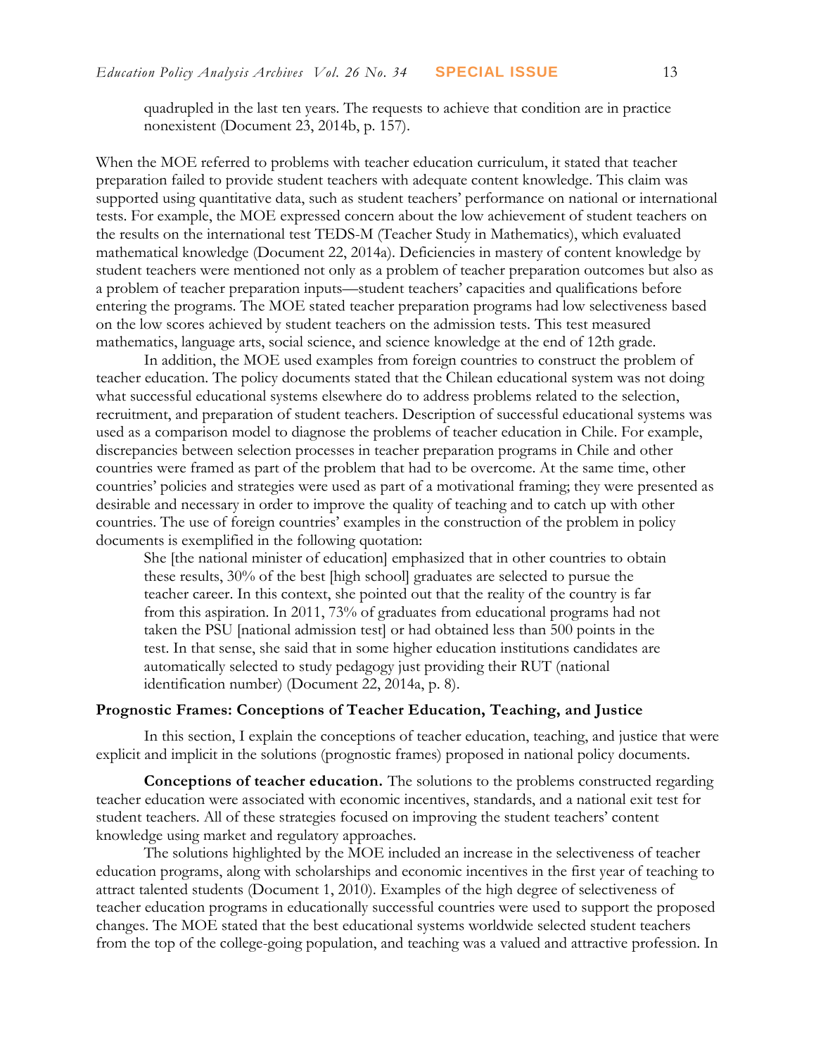> quadrupled in the last ten years. The requests to achieve that condition are in practice nonexistent (Document 23, 2014b, p. 157).

When the MOE referred to problems with teacher education curriculum, it stated that teacher preparation failed to provide student teachers with adequate content knowledge. This claim was supported using quantitative data, such as student teachers' performance on national or international tests. For example, the MOE expressed concern about the low achievement of student teachers on the results on the international test TEDS-M (Teacher Study in Mathematics), which evaluated mathematical knowledge (Document 22, 2014a). Deficiencies in mastery of content knowledge by student teachers were mentioned not only as a problem of teacher preparation outcomes but also as a problem of teacher preparation inputs—student teachers' capacities and qualifications before entering the programs. The MOE stated teacher preparation programs had low selectiveness based on the low scores achieved by student teachers on the admission tests. This test measured mathematics, language arts, social science, and science knowledge at the end of 12th grade.

In addition, the MOE used examples from foreign countries to construct the problem of teacher education. The policy documents stated that the Chilean educational system was not doing what successful educational systems elsewhere do to address problems related to the selection, recruitment, and preparation of student teachers. Description of successful educational systems was used as a comparison model to diagnose the problems of teacher education in Chile. For example, discrepancies between selection processes in teacher preparation programs in Chile and other countries were framed as part of the problem that had to be overcome. At the same time, other countries' policies and strategies were used as part of a motivational framing; they were presented as desirable and necessary in order to improve the quality of teaching and to catch up with other countries. The use of foreign countries' examples in the construction of the problem in policy documents is exemplified in the following quotation:

> She [the national minister of education] emphasized that in other countries to obtain these results, 30% of the best [high school] graduates are selected to pursue the teacher career. In this context, she pointed out that the reality of the country is far from this aspiration. In 2011, 73% of graduates from educational programs had not taken the PSU [national admission test] or had obtained less than 500 points in the test. In that sense, she said that in some higher education institutions candidates are automatically selected to study pedagogy just providing their RUT (national identification number) (Document 22, 2014a, p. 8).

### Prognostic Frames: Conceptions of Teacher Education, Teaching, and Justice

In this section, I explain the conceptions of teacher education, teaching, and justice that were explicit and implicit in the solutions (prognostic frames) proposed in national policy documents.

**Conceptions of teacher education.** The solutions to the problems constructed regarding teacher education were associated with economic incentives, standards, and a national exit test for student teachers. All of these strategies focused on improving the student teachers' content knowledge using market and regulatory approaches.

The solutions highlighted by the MOE included an increase in the selectiveness of teacher education programs, along with scholarships and economic incentives in the first year of teaching to attract talented students (Document 1, 2010). Examples of the high degree of selectiveness of teacher education programs in educationally successful countries were used to support the proposed changes. The MOE stated that the best educational systems worldwide selected student teachers from the top of the college-going population, and teaching was a valued and attractive profession. In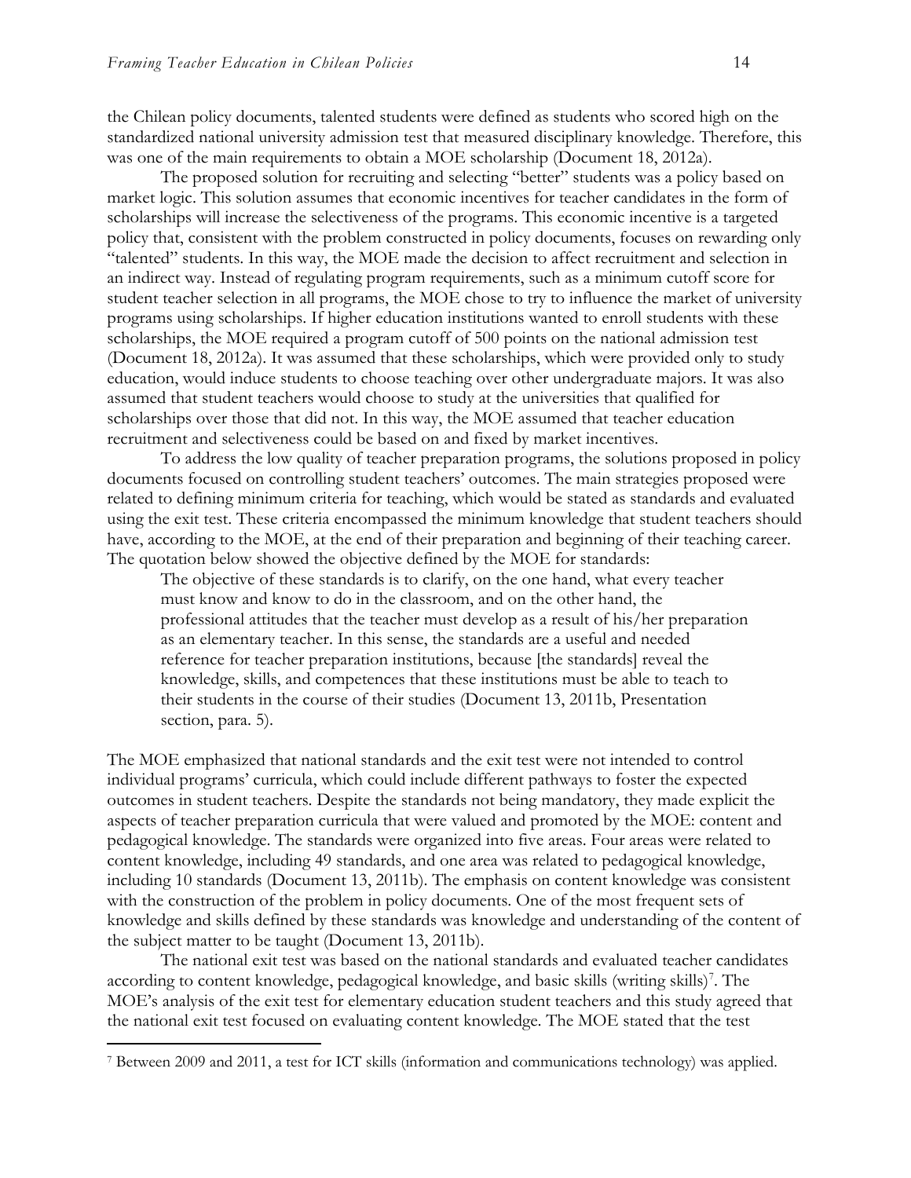the Chilean policy documents, talented students were defined as students who scored high on the standardized national university admission test that measured disciplinary knowledge. Therefore, this was one of the main requirements to obtain a MOE scholarship (Document 18, 2012a).

The proposed solution for recruiting and selecting "better" students was a policy based on market logic. This solution assumes that economic incentives for teacher candidates in the form of scholarships will increase the selectiveness of the programs. This economic incentive is a targeted policy that, consistent with the problem constructed in policy documents, focuses on rewarding only "talented" students. In this way, the MOE made the decision to affect recruitment and selection in an indirect way. Instead of regulating program requirements, such as a minimum cutoff score for student teacher selection in all programs, the MOE chose to try to influence the market of university programs using scholarships. If higher education institutions wanted to enroll students with these scholarships, the MOE required a program cutoff of 500 points on the national admission test (Document 18, 2012a). It was assumed that these scholarships, which were provided only to study education, would induce students to choose teaching over other undergraduate majors. It was also assumed that student teachers would choose to study at the universities that qualified for scholarships over those that did not. In this way, the MOE assumed that teacher education recruitment and selectiveness could be based on and fixed by market incentives.

To address the low quality of teacher preparation programs, the solutions proposed in policy documents focused on controlling student teachers' outcomes. The main strategies proposed were related to defining minimum criteria for teaching, which would be stated as standards and evaluated using the exit test. These criteria encompassed the minimum knowledge that student teachers should have, according to the MOE, at the end of their preparation and beginning of their teaching career. The quotation below showed the objective defined by the MOE for standards:

> The objective of these standards is to clarify, on the one hand, what every teacher must know and know to do in the classroom, and on the other hand, the professional attitudes that the teacher must develop as a result of his/her preparation as an elementary teacher. In this sense, the standards are a useful and needed reference for teacher preparation institutions, because [the standards] reveal the knowledge, skills, and competences that these institutions must be able to teach to their students in the course of their studies (Document 13, 2011b, Presentation section, para. 5).

The MOE emphasized that national standards and the exit test were not intended to control individual programs' curricula, which could include different pathways to foster the expected outcomes in student teachers. Despite the standards not being mandatory, they made explicit the aspects of teacher preparation curricula that were valued and promoted by the MOE: content and pedagogical knowledge. The standards were organized into five areas. Four areas were related to content knowledge, including 49 standards, and one area was related to pedagogical knowledge, including 10 standards (Document 13, 2011b). The emphasis on content knowledge was consistent with the construction of the problem in policy documents. One of the most frequent sets of knowledge and skills defined by these standards was knowledge and understanding of the content of the subject matter to be taught (Document 13, 2011b).

The national exit test was based on the national standards and evaluated teacher candidates according to content knowledge, pedagogical knowledge, and basic skills (writing skills)[7]. The MOE's analysis of the exit test for elementary education student teachers and this study agreed that the national exit test focused on evaluating content knowledge. The MOE stated that the test

[7] Between 2009 and 2011, a test for ICT skills (information and communications technology) was applied.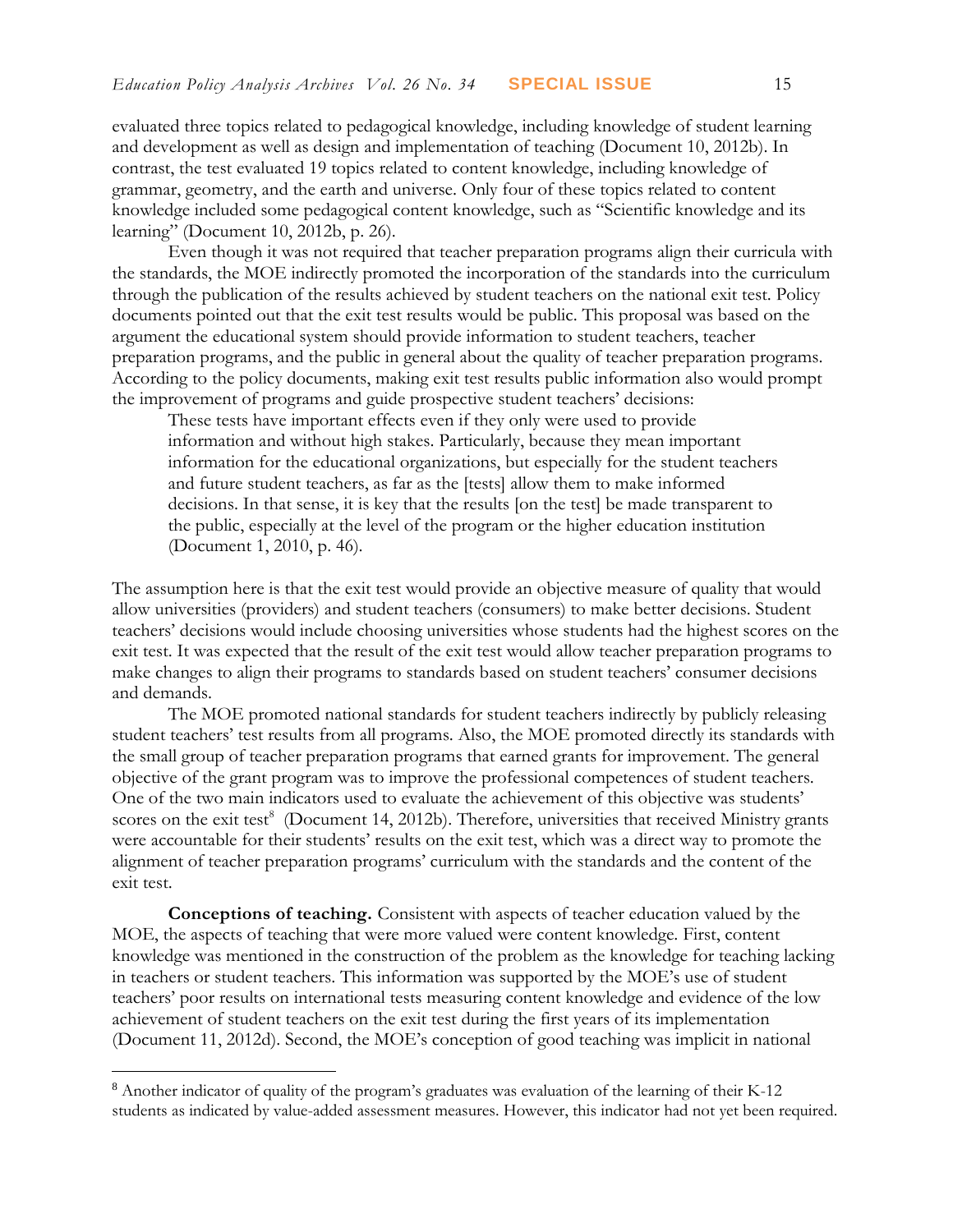evaluated three topics related to pedagogical knowledge, including knowledge of student learning and development as well as design and implementation of teaching (Document 10, 2012b). In contrast, the test evaluated 19 topics related to content knowledge, including knowledge of grammar, geometry, and the earth and universe. Only four of these topics related to content knowledge included some pedagogical content knowledge, such as "Scientific knowledge and its learning" (Document 10, 2012b, p. 26).

Even though it was not required that teacher preparation programs align their curricula with the standards, the MOE indirectly promoted the incorporation of the standards into the curriculum through the publication of the results achieved by student teachers on the national exit test. Policy documents pointed out that the exit test results would be public. This proposal was based on the argument the educational system should provide information to student teachers, teacher preparation programs, and the public in general about the quality of teacher preparation programs. According to the policy documents, making exit test results public information also would prompt the improvement of programs and guide prospective student teachers' decisions:

> These tests have important effects even if they only were used to provide information and without high stakes. Particularly, because they mean important information for the educational organizations, but especially for the student teachers and future student teachers, as far as the [tests] allow them to make informed decisions. In that sense, it is key that the results [on the test] be made transparent to the public, especially at the level of the program or the higher education institution (Document 1, 2010, p. 46).

The assumption here is that the exit test would provide an objective measure of quality that would allow universities (providers) and student teachers (consumers) to make better decisions. Student teachers' decisions would include choosing universities whose students had the highest scores on the exit test. It was expected that the result of the exit test would allow teacher preparation programs to make changes to align their programs to standards based on student teachers' consumer decisions and demands.

The MOE promoted national standards for student teachers indirectly by publicly releasing student teachers' test results from all programs. Also, the MOE promoted directly its standards with the small group of teacher preparation programs that earned grants for improvement. The general objective of the grant program was to improve the professional competences of student teachers. One of the two main indicators used to evaluate the achievement of this objective was students' scores on the exit test[8] (Document 14, 2012b). Therefore, universities that received Ministry grants were accountable for their students' results on the exit test, which was a direct way to promote the alignment of teacher preparation programs' curriculum with the standards and the content of the exit test.

**Conceptions of teaching.** Consistent with aspects of teacher education valued by the MOE, the aspects of teaching that were more valued were content knowledge. First, content knowledge was mentioned in the construction of the problem as the knowledge for teaching lacking in teachers or student teachers. This information was supported by the MOE's use of student teachers' poor results on international tests measuring content knowledge and evidence of the low achievement of student teachers on the exit test during the first years of its implementation (Document 11, 2012d). Second, the MOE's conception of good teaching was implicit in national

[8] Another indicator of quality of the program's graduates was evaluation of the learning of their K-12 students as indicated by value-added assessment measures. However, this indicator had not yet been required.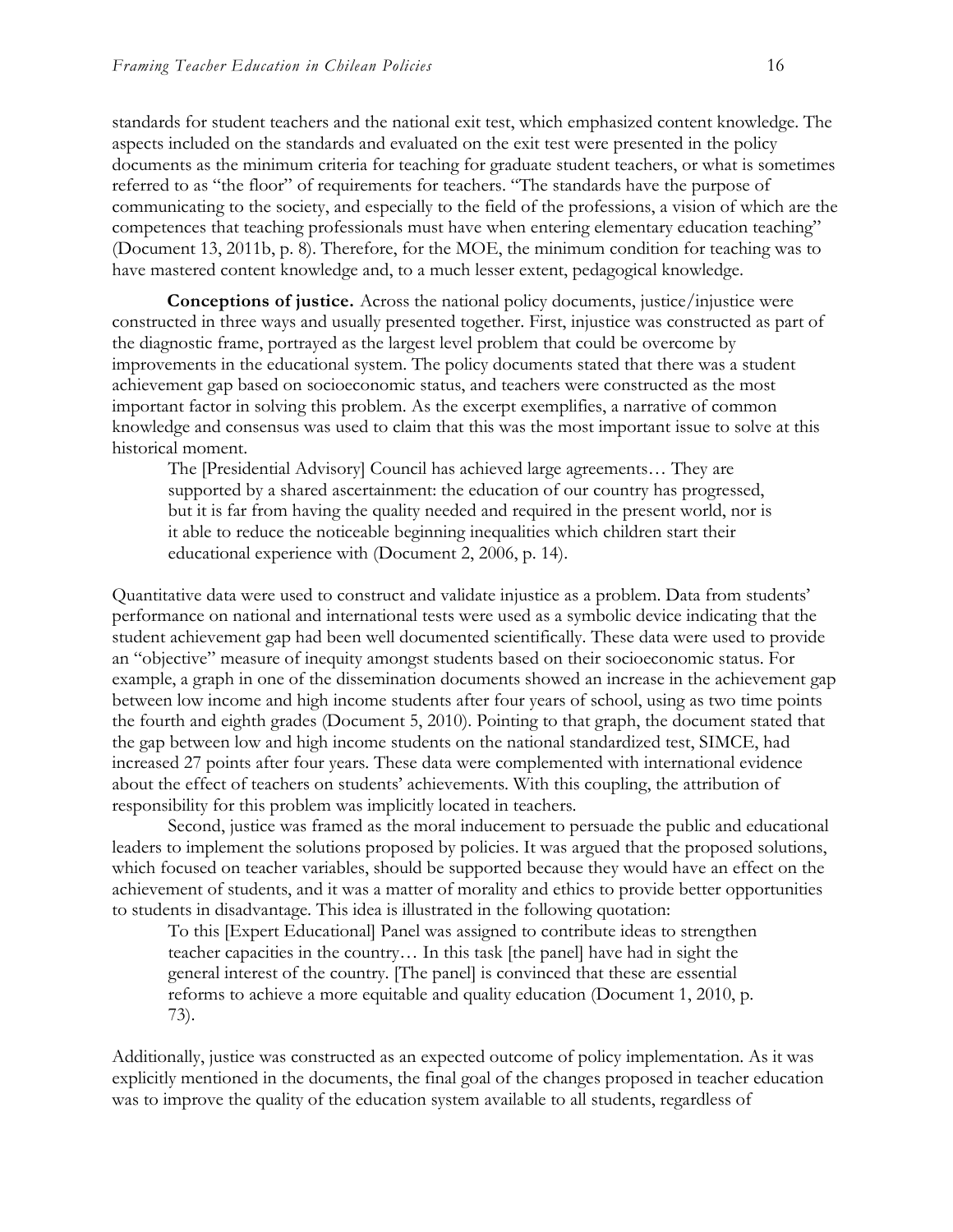standards for student teachers and the national exit test, which emphasized content knowledge. The aspects included on the standards and evaluated on the exit test were presented in the policy documents as the minimum criteria for teaching for graduate student teachers, or what is sometimes referred to as "the floor" of requirements for teachers. "The standards have the purpose of communicating to the society, and especially to the field of the professions, a vision of which are the competences that teaching professionals must have when entering elementary education teaching" (Document 13, 2011b, p. 8). Therefore, for the MOE, the minimum condition for teaching was to have mastered content knowledge and, to a much lesser extent, pedagogical knowledge.

**Conceptions of justice.** Across the national policy documents, justice/injustice were constructed in three ways and usually presented together. First, injustice was constructed as part of the diagnostic frame, portrayed as the largest level problem that could be overcome by improvements in the educational system. The policy documents stated that there was a student achievement gap based on socioeconomic status, and teachers were constructed as the most important factor in solving this problem. As the excerpt exemplifies, a narrative of common knowledge and consensus was used to claim that this was the most important issue to solve at this historical moment.

> The [Presidential Advisory] Council has achieved large agreements… They are supported by a shared ascertainment: the education of our country has progressed, but it is far from having the quality needed and required in the present world, nor is it able to reduce the noticeable beginning inequalities which children start their educational experience with (Document 2, 2006, p. 14).

Quantitative data were used to construct and validate injustice as a problem. Data from students' performance on national and international tests were used as a symbolic device indicating that the student achievement gap had been well documented scientifically. These data were used to provide an "objective" measure of inequity amongst students based on their socioeconomic status. For example, a graph in one of the dissemination documents showed an increase in the achievement gap between low income and high income students after four years of school, using as two time points the fourth and eighth grades (Document 5, 2010). Pointing to that graph, the document stated that the gap between low and high income students on the national standardized test, SIMCE, had increased 27 points after four years. These data were complemented with international evidence about the effect of teachers on students' achievements. With this coupling, the attribution of responsibility for this problem was implicitly located in teachers.

Second, justice was framed as the moral inducement to persuade the public and educational leaders to implement the solutions proposed by policies. It was argued that the proposed solutions, which focused on teacher variables, should be supported because they would have an effect on the achievement of students, and it was a matter of morality and ethics to provide better opportunities to students in disadvantage. This idea is illustrated in the following quotation:

> To this [Expert Educational] Panel was assigned to contribute ideas to strengthen teacher capacities in the country… In this task [the panel] have had in sight the general interest of the country. [The panel] is convinced that these are essential reforms to achieve a more equitable and quality education (Document 1, 2010, p. 73).

Additionally, justice was constructed as an expected outcome of policy implementation. As it was explicitly mentioned in the documents, the final goal of the changes proposed in teacher education was to improve the quality of the education system available to all students, regardless of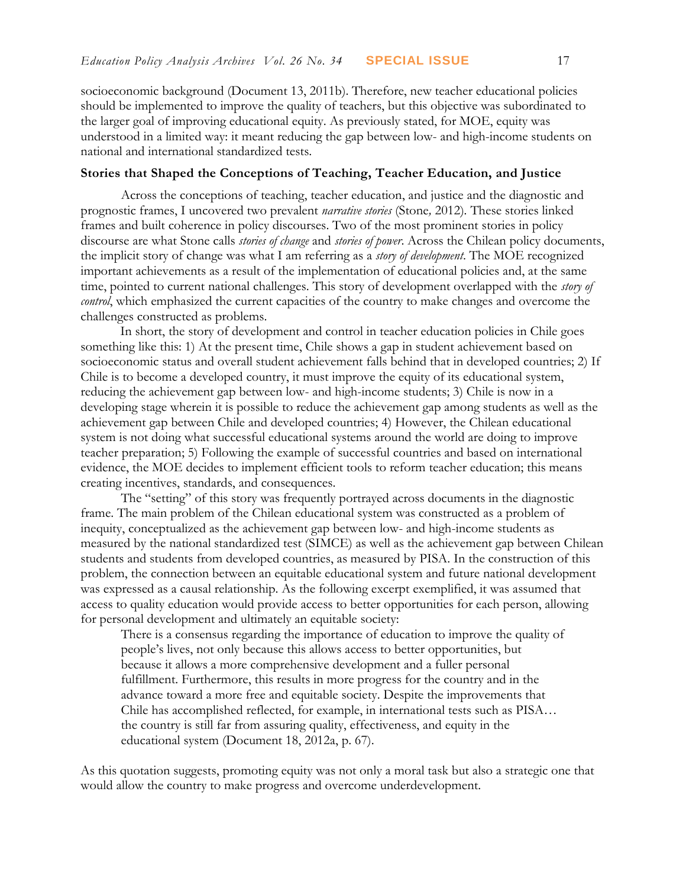socioeconomic background (Document 13, 2011b). Therefore, new teacher educational policies should be implemented to improve the quality of teachers, but this objective was subordinated to the larger goal of improving educational equity. As previously stated, for MOE, equity was understood in a limited way: it meant reducing the gap between low- and high-income students on national and international standardized tests.

### Stories that Shaped the Conceptions of Teaching, Teacher Education, and Justice

Across the conceptions of teaching, teacher education, and justice and the diagnostic and prognostic frames, I uncovered two prevalent *narrative stories* (Stone*,* 2012). These stories linked frames and built coherence in policy discourses. Two of the most prominent stories in policy discourse are what Stone calls *stories of change* and *stories of power*. Across the Chilean policy documents, the implicit story of change was what I am referring as a *story of development*. The MOE recognized important achievements as a result of the implementation of educational policies and, at the same time, pointed to current national challenges. This story of development overlapped with the *story of control*, which emphasized the current capacities of the country to make changes and overcome the challenges constructed as problems.

In short, the story of development and control in teacher education policies in Chile goes something like this: 1) At the present time, Chile shows a gap in student achievement based on socioeconomic status and overall student achievement falls behind that in developed countries; 2) If Chile is to become a developed country, it must improve the equity of its educational system, reducing the achievement gap between low- and high-income students; 3) Chile is now in a developing stage wherein it is possible to reduce the achievement gap among students as well as the achievement gap between Chile and developed countries; 4) However, the Chilean educational system is not doing what successful educational systems around the world are doing to improve teacher preparation; 5) Following the example of successful countries and based on international evidence, the MOE decides to implement efficient tools to reform teacher education; this means creating incentives, standards, and consequences.

The "setting" of this story was frequently portrayed across documents in the diagnostic frame. The main problem of the Chilean educational system was constructed as a problem of inequity, conceptualized as the achievement gap between low- and high-income students as measured by the national standardized test (SIMCE) as well as the achievement gap between Chilean students and students from developed countries, as measured by PISA. In the construction of this problem, the connection between an equitable educational system and future national development was expressed as a causal relationship. As the following excerpt exemplified, it was assumed that access to quality education would provide access to better opportunities for each person, allowing for personal development and ultimately an equitable society:

> There is a consensus regarding the importance of education to improve the quality of people's lives, not only because this allows access to better opportunities, but because it allows a more comprehensive development and a fuller personal fulfillment. Furthermore, this results in more progress for the country and in the advance toward a more free and equitable society. Despite the improvements that Chile has accomplished reflected, for example, in international tests such as PISA… the country is still far from assuring quality, effectiveness, and equity in the educational system (Document 18, 2012a, p. 67).

As this quotation suggests, promoting equity was not only a moral task but also a strategic one that would allow the country to make progress and overcome underdevelopment.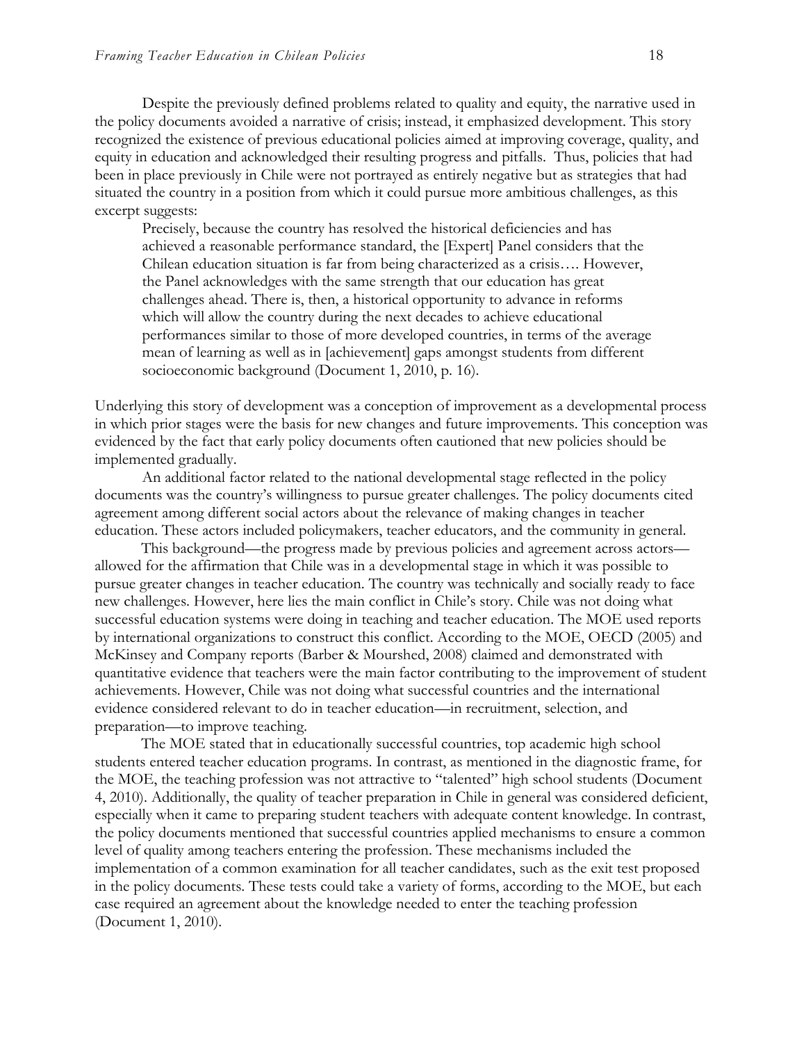Despite the previously defined problems related to quality and equity, the narrative used in the policy documents avoided a narrative of crisis; instead, it emphasized development. This story recognized the existence of previous educational policies aimed at improving coverage, quality, and equity in education and acknowledged their resulting progress and pitfalls. Thus, policies that had been in place previously in Chile were not portrayed as entirely negative but as strategies that had situated the country in a position from which it could pursue more ambitious challenges, as this excerpt suggests:

> Precisely, because the country has resolved the historical deficiencies and has achieved a reasonable performance standard, the [Expert] Panel considers that the Chilean education situation is far from being characterized as a crisis…. However, the Panel acknowledges with the same strength that our education has great challenges ahead. There is, then, a historical opportunity to advance in reforms which will allow the country during the next decades to achieve educational performances similar to those of more developed countries, in terms of the average mean of learning as well as in [achievement] gaps amongst students from different socioeconomic background (Document 1, 2010, p. 16).

Underlying this story of development was a conception of improvement as a developmental process in which prior stages were the basis for new changes and future improvements. This conception was evidenced by the fact that early policy documents often cautioned that new policies should be implemented gradually.

An additional factor related to the national developmental stage reflected in the policy documents was the country's willingness to pursue greater challenges. The policy documents cited agreement among different social actors about the relevance of making changes in teacher education. These actors included policymakers, teacher educators, and the community in general.

This background—the progress made by previous policies and agreement across actors—allowed for the affirmation that Chile was in a developmental stage in which it was possible to pursue greater changes in teacher education. The country was technically and socially ready to face new challenges. However, here lies the main conflict in Chile's story. Chile was not doing what successful education systems were doing in teaching and teacher education. The MOE used reports by international organizations to construct this conflict. According to the MOE, OECD (2005) and McKinsey and Company reports (Barber & Mourshed, 2008) claimed and demonstrated with quantitative evidence that teachers were the main factor contributing to the improvement of student achievements. However, Chile was not doing what successful countries and the international evidence considered relevant to do in teacher education—in recruitment, selection, and preparation—to improve teaching.

The MOE stated that in educationally successful countries, top academic high school students entered teacher education programs. In contrast, as mentioned in the diagnostic frame, for the MOE, the teaching profession was not attractive to "talented" high school students (Document 4, 2010). Additionally, the quality of teacher preparation in Chile in general was considered deficient, especially when it came to preparing student teachers with adequate content knowledge. In contrast, the policy documents mentioned that successful countries applied mechanisms to ensure a common level of quality among teachers entering the profession. These mechanisms included the implementation of a common examination for all teacher candidates, such as the exit test proposed in the policy documents. These tests could take a variety of forms, according to the MOE, but each case required an agreement about the knowledge needed to enter the teaching profession (Document 1, 2010).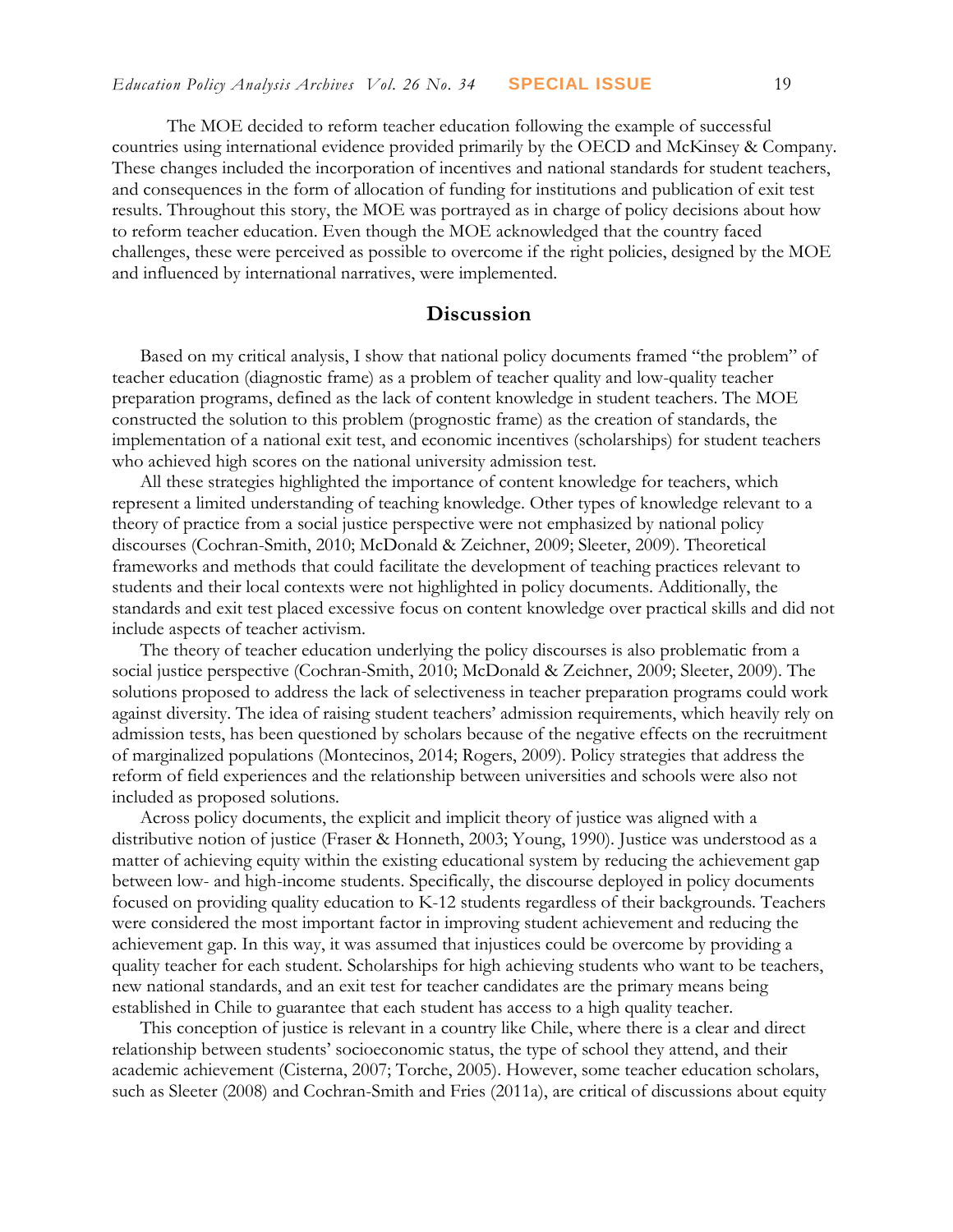The MOE decided to reform teacher education following the example of successful countries using international evidence provided primarily by the OECD and McKinsey & Company. These changes included the incorporation of incentives and national standards for student teachers, and consequences in the form of allocation of funding for institutions and publication of exit test results. Throughout this story, the MOE was portrayed as in charge of policy decisions about how to reform teacher education. Even though the MOE acknowledged that the country faced challenges, these were perceived as possible to overcome if the right policies, designed by the MOE and influenced by international narratives, were implemented.

## Discussion

Based on my critical analysis, I show that national policy documents framed "the problem" of teacher education (diagnostic frame) as a problem of teacher quality and low-quality teacher preparation programs, defined as the lack of content knowledge in student teachers. The MOE constructed the solution to this problem (prognostic frame) as the creation of standards, the implementation of a national exit test, and economic incentives (scholarships) for student teachers who achieved high scores on the national university admission test.

All these strategies highlighted the importance of content knowledge for teachers, which represent a limited understanding of teaching knowledge. Other types of knowledge relevant to a theory of practice from a social justice perspective were not emphasized by national policy discourses (Cochran-Smith, 2010; McDonald & Zeichner, 2009; Sleeter, 2009). Theoretical frameworks and methods that could facilitate the development of teaching practices relevant to students and their local contexts were not highlighted in policy documents. Additionally, the standards and exit test placed excessive focus on content knowledge over practical skills and did not include aspects of teacher activism.

The theory of teacher education underlying the policy discourses is also problematic from a social justice perspective (Cochran-Smith, 2010; McDonald & Zeichner, 2009; Sleeter, 2009). The solutions proposed to address the lack of selectiveness in teacher preparation programs could work against diversity. The idea of raising student teachers' admission requirements, which heavily rely on admission tests, has been questioned by scholars because of the negative effects on the recruitment of marginalized populations (Montecinos, 2014; Rogers, 2009). Policy strategies that address the reform of field experiences and the relationship between universities and schools were also not included as proposed solutions.

Across policy documents, the explicit and implicit theory of justice was aligned with a distributive notion of justice (Fraser & Honneth, 2003; Young, 1990). Justice was understood as a matter of achieving equity within the existing educational system by reducing the achievement gap between low- and high-income students. Specifically, the discourse deployed in policy documents focused on providing quality education to K-12 students regardless of their backgrounds. Teachers were considered the most important factor in improving student achievement and reducing the achievement gap. In this way, it was assumed that injustices could be overcome by providing a quality teacher for each student. Scholarships for high achieving students who want to be teachers, new national standards, and an exit test for teacher candidates are the primary means being established in Chile to guarantee that each student has access to a high quality teacher.

This conception of justice is relevant in a country like Chile, where there is a clear and direct relationship between students' socioeconomic status, the type of school they attend, and their academic achievement (Cisterna, 2007; Torche, 2005). However, some teacher education scholars, such as Sleeter (2008) and Cochran-Smith and Fries (2011a), are critical of discussions about equity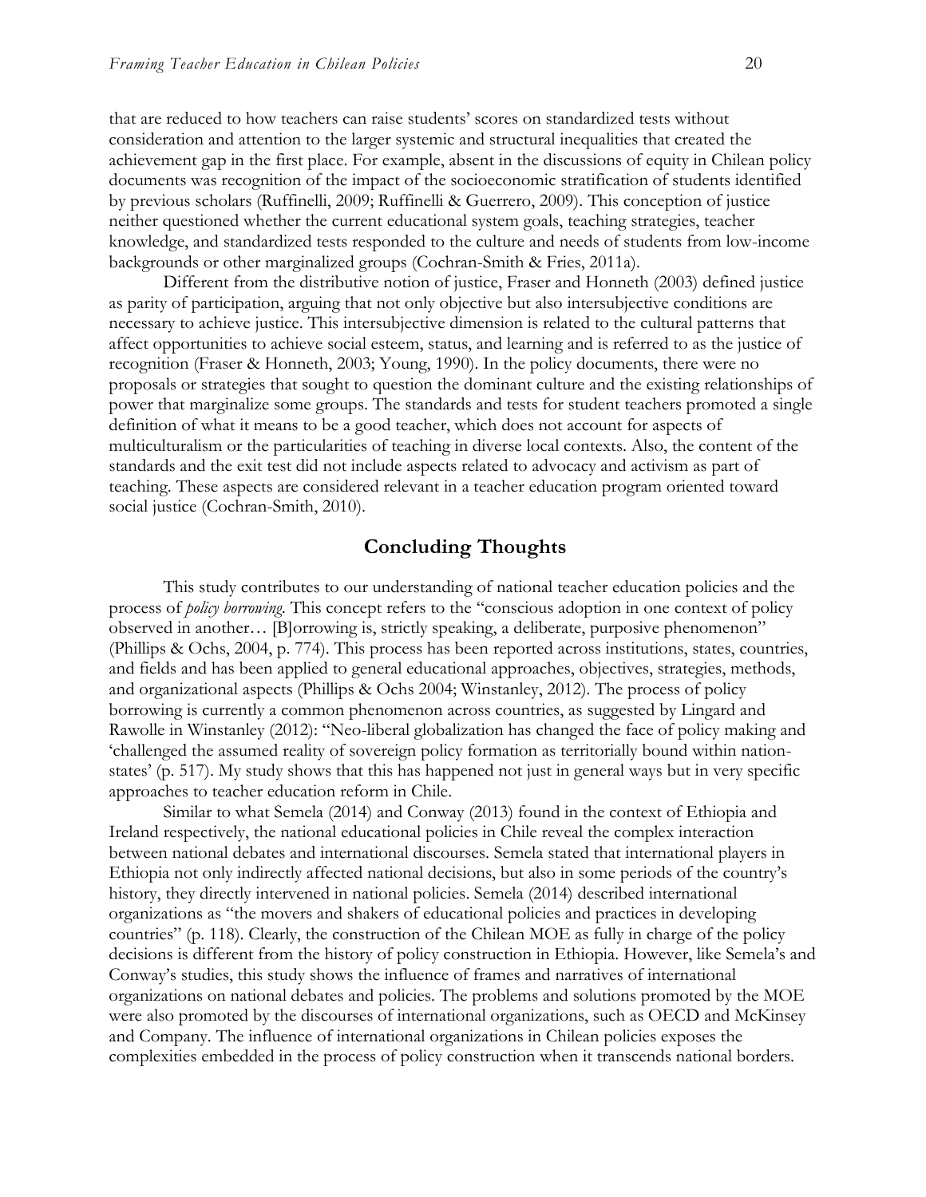that are reduced to how teachers can raise students' scores on standardized tests without consideration and attention to the larger systemic and structural inequalities that created the achievement gap in the first place. For example, absent in the discussions of equity in Chilean policy documents was recognition of the impact of the socioeconomic stratification of students identified by previous scholars (Ruffinelli, 2009; Ruffinelli & Guerrero, 2009). This conception of justice neither questioned whether the current educational system goals, teaching strategies, teacher knowledge, and standardized tests responded to the culture and needs of students from low-income backgrounds or other marginalized groups (Cochran-Smith & Fries, 2011a).

Different from the distributive notion of justice, Fraser and Honneth (2003) defined justice as parity of participation, arguing that not only objective but also intersubjective conditions are necessary to achieve justice. This intersubjective dimension is related to the cultural patterns that affect opportunities to achieve social esteem, status, and learning and is referred to as the justice of recognition (Fraser & Honneth, 2003; Young, 1990). In the policy documents, there were no proposals or strategies that sought to question the dominant culture and the existing relationships of power that marginalize some groups. The standards and tests for student teachers promoted a single definition of what it means to be a good teacher, which does not account for aspects of multiculturalism or the particularities of teaching in diverse local contexts. Also, the content of the standards and the exit test did not include aspects related to advocacy and activism as part of teaching. These aspects are considered relevant in a teacher education program oriented toward social justice (Cochran-Smith, 2010).

## Concluding Thoughts

This study contributes to our understanding of national teacher education policies and the process of *policy borrowing*. This concept refers to the "conscious adoption in one context of policy observed in another… [B]orrowing is, strictly speaking, a deliberate, purposive phenomenon" (Phillips & Ochs, 2004, p. 774). This process has been reported across institutions, states, countries, and fields and has been applied to general educational approaches, objectives, strategies, methods, and organizational aspects (Phillips & Ochs 2004; Winstanley, 2012). The process of policy borrowing is currently a common phenomenon across countries, as suggested by Lingard and Rawolle in Winstanley (2012): "Neo-liberal globalization has changed the face of policy making and 'challenged the assumed reality of sovereign policy formation as territorially bound within nation-states' (p. 517). My study shows that this has happened not just in general ways but in very specific approaches to teacher education reform in Chile.

Similar to what Semela (2014) and Conway (2013) found in the context of Ethiopia and Ireland respectively, the national educational policies in Chile reveal the complex interaction between national debates and international discourses. Semela stated that international players in Ethiopia not only indirectly affected national decisions, but also in some periods of the country's history, they directly intervened in national policies. Semela (2014) described international organizations as "the movers and shakers of educational policies and practices in developing countries" (p. 118). Clearly, the construction of the Chilean MOE as fully in charge of the policy decisions is different from the history of policy construction in Ethiopia. However, like Semela's and Conway's studies, this study shows the influence of frames and narratives of international organizations on national debates and policies. The problems and solutions promoted by the MOE were also promoted by the discourses of international organizations, such as OECD and McKinsey and Company. The influence of international organizations in Chilean policies exposes the complexities embedded in the process of policy construction when it transcends national borders.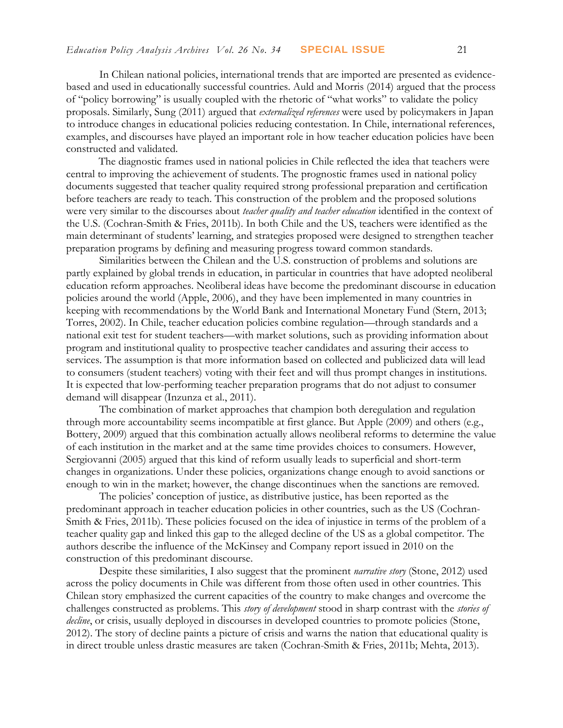In Chilean national policies, international trends that are imported are presented as evidence-based and used in educationally successful countries. Auld and Morris (2014) argued that the process of "policy borrowing" is usually coupled with the rhetoric of "what works" to validate the policy proposals. Similarly, Sung (2011) argued that *externalized references* were used by policymakers in Japan to introduce changes in educational policies reducing contestation. In Chile, international references, examples, and discourses have played an important role in how teacher education policies have been constructed and validated.

The diagnostic frames used in national policies in Chile reflected the idea that teachers were central to improving the achievement of students. The prognostic frames used in national policy documents suggested that teacher quality required strong professional preparation and certification before teachers are ready to teach. This construction of the problem and the proposed solutions were very similar to the discourses about *teacher quality and teacher education* identified in the context of the U.S. (Cochran-Smith & Fries, 2011b). In both Chile and the US, teachers were identified as the main determinant of students' learning, and strategies proposed were designed to strengthen teacher preparation programs by defining and measuring progress toward common standards.

Similarities between the Chilean and the U.S. construction of problems and solutions are partly explained by global trends in education, in particular in countries that have adopted neoliberal education reform approaches. Neoliberal ideas have become the predominant discourse in education policies around the world (Apple, 2006), and they have been implemented in many countries in keeping with recommendations by the World Bank and International Monetary Fund (Stern, 2013; Torres, 2002). In Chile, teacher education policies combine regulation—through standards and a national exit test for student teachers—with market solutions, such as providing information about program and institutional quality to prospective teacher candidates and assuring their access to services. The assumption is that more information based on collected and publicized data will lead to consumers (student teachers) voting with their feet and will thus prompt changes in institutions. It is expected that low-performing teacher preparation programs that do not adjust to consumer demand will disappear (Inzunza et al., 2011).

The combination of market approaches that champion both deregulation and regulation through more accountability seems incompatible at first glance. But Apple (2009) and others (e.g., Bottery, 2009) argued that this combination actually allows neoliberal reforms to determine the value of each institution in the market and at the same time provides choices to consumers. However, Sergiovanni (2005) argued that this kind of reform usually leads to superficial and short-term changes in organizations. Under these policies, organizations change enough to avoid sanctions or enough to win in the market; however, the change discontinues when the sanctions are removed.

The policies' conception of justice, as distributive justice, has been reported as the predominant approach in teacher education policies in other countries, such as the US (Cochran-Smith & Fries, 2011b). These policies focused on the idea of injustice in terms of the problem of a teacher quality gap and linked this gap to the alleged decline of the US as a global competitor. The authors describe the influence of the McKinsey and Company report issued in 2010 on the construction of this predominant discourse.

Despite these similarities, I also suggest that the prominent *narrative story* (Stone, 2012) used across the policy documents in Chile was different from those often used in other countries. This Chilean story emphasized the current capacities of the country to make changes and overcome the challenges constructed as problems. This *story of development* stood in sharp contrast with the *stories of decline*, or crisis, usually deployed in discourses in developed countries to promote policies (Stone, 2012). The story of decline paints a picture of crisis and warns the nation that educational quality is in direct trouble unless drastic measures are taken (Cochran-Smith & Fries, 2011b; Mehta, 2013).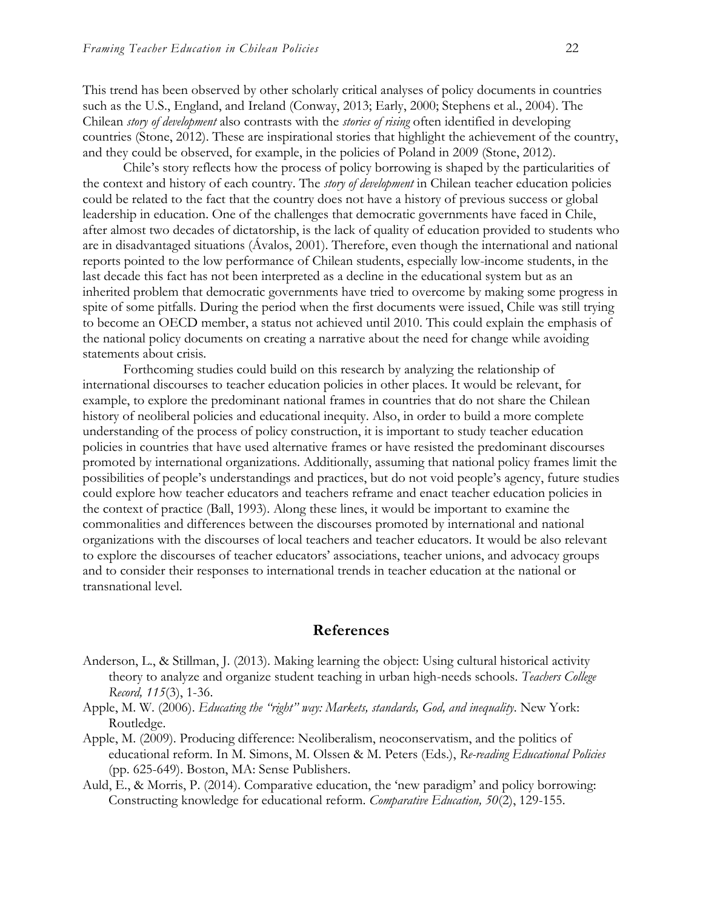This trend has been observed by other scholarly critical analyses of policy documents in countries such as the U.S., England, and Ireland (Conway, 2013; Early, 2000; Stephens et al., 2004). The Chilean *story of development* also contrasts with the *stories of rising* often identified in developing countries (Stone, 2012). These are inspirational stories that highlight the achievement of the country, and they could be observed, for example, in the policies of Poland in 2009 (Stone, 2012).

Chile's story reflects how the process of policy borrowing is shaped by the particularities of the context and history of each country. The *story of development* in Chilean teacher education policies could be related to the fact that the country does not have a history of previous success or global leadership in education. One of the challenges that democratic governments have faced in Chile, after almost two decades of dictatorship, is the lack of quality of education provided to students who are in disadvantaged situations (Ávalos, 2001). Therefore, even though the international and national reports pointed to the low performance of Chilean students, especially low-income students, in the last decade this fact has not been interpreted as a decline in the educational system but as an inherited problem that democratic governments have tried to overcome by making some progress in spite of some pitfalls. During the period when the first documents were issued, Chile was still trying to become an OECD member, a status not achieved until 2010. This could explain the emphasis of the national policy documents on creating a narrative about the need for change while avoiding statements about crisis.

Forthcoming studies could build on this research by analyzing the relationship of international discourses to teacher education policies in other places. It would be relevant, for example, to explore the predominant national frames in countries that do not share the Chilean history of neoliberal policies and educational inequity. Also, in order to build a more complete understanding of the process of policy construction, it is important to study teacher education policies in countries that have used alternative frames or have resisted the predominant discourses promoted by international organizations. Additionally, assuming that national policy frames limit the possibilities of people's understandings and practices, but do not void people's agency, future studies could explore how teacher educators and teachers reframe and enact teacher education policies in the context of practice (Ball, 1993). Along these lines, it would be important to examine the commonalities and differences between the discourses promoted by international and national organizations with the discourses of local teachers and teacher educators. It would be also relevant to explore the discourses of teacher educators' associations, teacher unions, and advocacy groups and to consider their responses to international trends in teacher education at the national or transnational level.

## References

Anderson, L., & Stillman, J. (2013). Making learning the object: Using cultural historical activity theory to analyze and organize student teaching in urban high-needs schools. *Teachers College Record, 115*(3), 1-36.

Apple, M. W. (2006). *Educating the "right" way: Markets, standards, God, and inequality*. New York: Routledge.

Apple, M. (2009). Producing difference: Neoliberalism, neoconservatism, and the politics of educational reform. In M. Simons, M. Olssen & M. Peters (Eds.), *Re-reading Educational Policies* (pp. 625-649). Boston, MA: Sense Publishers.

Auld, E., & Morris, P. (2014). Comparative education, the 'new paradigm' and policy borrowing: Constructing knowledge for educational reform. *Comparative Education, 50*(2), 129-155.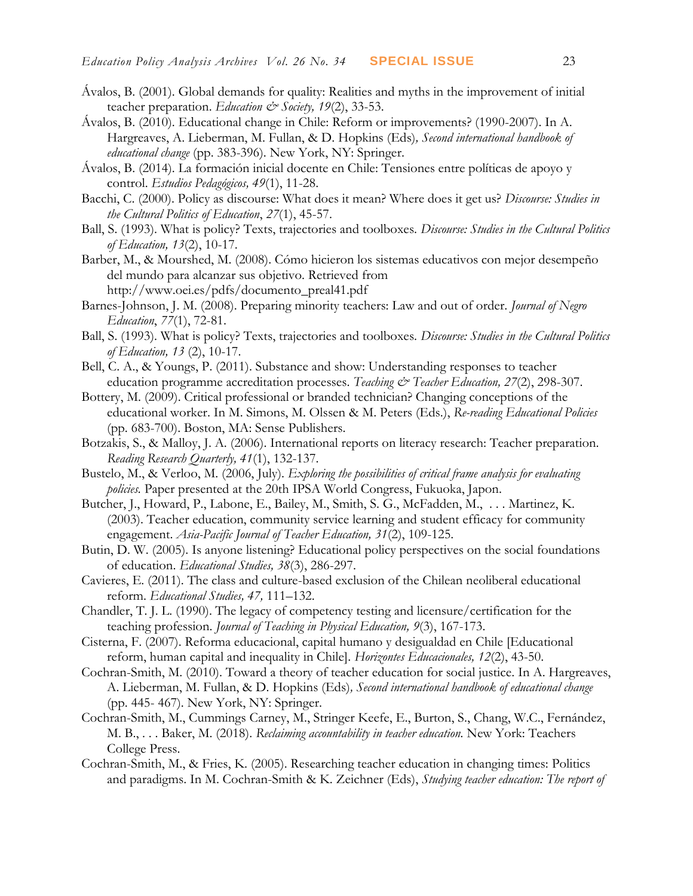Ávalos, B. (2001). Global demands for quality: Realities and myths in the improvement of initial teacher preparation. *Education & Society, 19*(2), 33-53.

Ávalos, B. (2010). Educational change in Chile: Reform or improvements? (1990-2007). In A. Hargreaves, A. Lieberman, M. Fullan, & D. Hopkins (Eds)*, Second international handbook of educational change* (pp. 383-396). New York, NY: Springer.

Ávalos, B. (2014). La formación inicial docente en Chile: Tensiones entre políticas de apoyo y control. *Estudios Pedagógicos, 49*(1), 11-28.

Bacchi, C. (2000). Policy as discourse: What does it mean? Where does it get us? *Discourse: Studies in the Cultural Politics of Education*, *27*(1), 45-57.

Ball, S. (1993). What is policy? Texts, trajectories and toolboxes. *Discourse: Studies in the Cultural Politics of Education, 13*(2), 10-17.

Barber, M., & Mourshed, M. (2008). Cómo hicieron los sistemas educativos con mejor desempeño del mundo para alcanzar sus objetivo. Retrieved from http://www.oei.es/pdfs/documento_preal41.pdf

Barnes-Johnson, J. M. (2008). Preparing minority teachers: Law and out of order. *Journal of Negro Education*, *77*(1), 72-81.

Ball, S. (1993). What is policy? Texts, trajectories and toolboxes. *Discourse: Studies in the Cultural Politics of Education, 13* (2), 10-17.

Bell, C. A., & Youngs, P. (2011). Substance and show: Understanding responses to teacher education programme accreditation processes. *Teaching & Teacher Education, 27*(2), 298-307.

Bottery, M. (2009). Critical professional or branded technician? Changing conceptions of the educational worker. In M. Simons, M. Olssen & M. Peters (Eds.), *Re-reading Educational Policies* (pp. 683-700). Boston, MA: Sense Publishers.

Botzakis, S., & Malloy, J. A. (2006). International reports on literacy research: Teacher preparation. *Reading Research Quarterly, 41*(1), 132-137.

Bustelo, M., & Verloo, M. (2006, July). *Exploring the possibilities of critical frame analysis for evaluating policies.* Paper presented at the 20th IPSA World Congress, Fukuoka, Japon.

Butcher, J., Howard, P., Labone, E., Bailey, M., Smith, S. G., McFadden, M., . . . Martinez, K. (2003). Teacher education, community service learning and student efficacy for community engagement. *Asia-Pacific Journal of Teacher Education, 31*(2), 109-125.

Butin, D. W. (2005). Is anyone listening? Educational policy perspectives on the social foundations of education. *Educational Studies, 38*(3), 286-297.

Cavieres, E. (2011). The class and culture-based exclusion of the Chilean neoliberal educational reform. *Educational Studies, 47,* 111–132.

Chandler, T. J. L. (1990). The legacy of competency testing and licensure/certification for the teaching profession. *Journal of Teaching in Physical Education, 9*(3), 167-173.

Cisterna, F. (2007). Reforma educacional, capital humano y desigualdad en Chile [Educational reform, human capital and inequality in Chile]. *Horizontes Educacionales, 12*(2), 43-50.

Cochran-Smith, M. (2010). Toward a theory of teacher education for social justice. In A. Hargreaves, A. Lieberman, M. Fullan, & D. Hopkins (Eds)*, Second international handbook of educational change* (pp. 445- 467). New York, NY: Springer.

Cochran-Smith, M., Cummings Carney, M., Stringer Keefe, E., Burton, S., Chang, W.C., Fernández, M. B., . . . Baker, M. (2018). *Reclaiming accountability in teacher education.* New York: Teachers College Press.

Cochran-Smith, M., & Fries, K. (2005). Researching teacher education in changing times: Politics and paradigms. In M. Cochran-Smith & K. Zeichner (Eds), *Studying teacher education: The report of*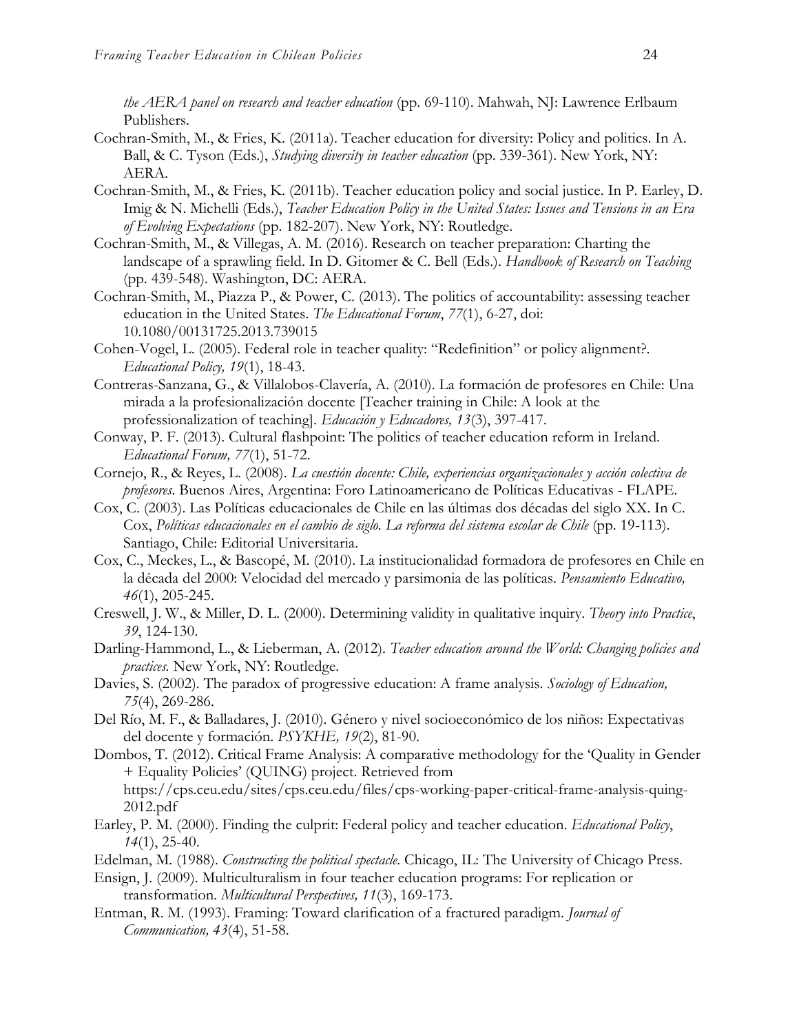*the AERA panel on research and teacher education* (pp. 69-110). Mahwah, NJ: Lawrence Erlbaum Publishers.

Cochran-Smith, M., & Fries, K. (2011a). Teacher education for diversity: Policy and politics. In A. Ball, & C. Tyson (Eds.), *Studying diversity in teacher education* (pp. 339-361). New York, NY: AERA.

Cochran-Smith, M., & Fries, K. (2011b). Teacher education policy and social justice. In P. Earley, D. Imig & N. Michelli (Eds.), *Teacher Education Policy in the United States: Issues and Tensions in an Era of Evolving Expectations* (pp. 182-207). New York, NY: Routledge.

Cochran-Smith, M., & Villegas, A. M. (2016). Research on teacher preparation: Charting the landscape of a sprawling field. In D. Gitomer & C. Bell (Eds.). *Handbook of Research on Teaching* (pp. 439-548). Washington, DC: AERA.

Cochran-Smith, M., Piazza P., & Power, C. (2013). The politics of accountability: assessing teacher education in the United States. *The Educational Forum*, *77*(1), 6-27, doi: 10.1080/00131725.2013.739015

Cohen-Vogel, L. (2005). Federal role in teacher quality: "Redefinition" or policy alignment?. *Educational Policy, 19*(1), 18-43.

Contreras-Sanzana, G., & Villalobos-Clavería, A. (2010). La formación de profesores en Chile: Una mirada a la profesionalización docente [Teacher training in Chile: A look at the professionalization of teaching]. *Educación y Educadores, 13*(3), 397-417.

Conway, P. F. (2013). Cultural flashpoint: The politics of teacher education reform in Ireland. *Educational Forum, 77*(1), 51-72.

Cornejo, R., & Reyes, L. (2008). *La cuestión docente: Chile, experiencias organizacionales y acción colectiva de profesores*. Buenos Aires, Argentina: Foro Latinoamericano de Políticas Educativas - FLAPE.

Cox, C. (2003). Las Políticas educacionales de Chile en las últimas dos décadas del siglo XX. In C. Cox, *Políticas educacionales en el cambio de siglo. La reforma del sistema escolar de Chile* (pp. 19-113). Santiago, Chile: Editorial Universitaria.

Cox, C., Meckes, L., & Bascopé, M. (2010). La institucionalidad formadora de profesores en Chile en la década del 2000: Velocidad del mercado y parsimonia de las políticas. *Pensamiento Educativo, 46*(1), 205-245.

Creswell, J. W., & Miller, D. L. (2000). Determining validity in qualitative inquiry. *Theory into Practice*, *39*, 124-130.

Darling-Hammond, L., & Lieberman, A. (2012). *Teacher education around the World: Changing policies and practices.* New York, NY: Routledge.

Davies, S. (2002). The paradox of progressive education: A frame analysis. *Sociology of Education, 75*(4), 269-286.

Del Río, M. F., & Balladares, J. (2010). Género y nivel socioeconómico de los niños: Expectativas del docente y formación. *PSYKHE, 19*(2), 81-90.

Dombos, T. (2012). Critical Frame Analysis: A comparative methodology for the 'Quality in Gender + Equality Policies' (QUING) project. Retrieved from https://cps.ceu.edu/sites/cps.ceu.edu/files/cps-working-paper-critical-frame-analysis-quing-2012.pdf

Earley, P. M. (2000). Finding the culprit: Federal policy and teacher education. *Educational Policy*, *14*(1), 25-40.

Edelman, M. (1988). *Constructing the political spectacle.* Chicago, IL: The University of Chicago Press.

Ensign, J. (2009). Multiculturalism in four teacher education programs: For replication or transformation. *Multicultural Perspectives, 11*(3), 169-173.

Entman, R. M. (1993). Framing: Toward clarification of a fractured paradigm. *Journal of Communication, 43*(4), 51-58.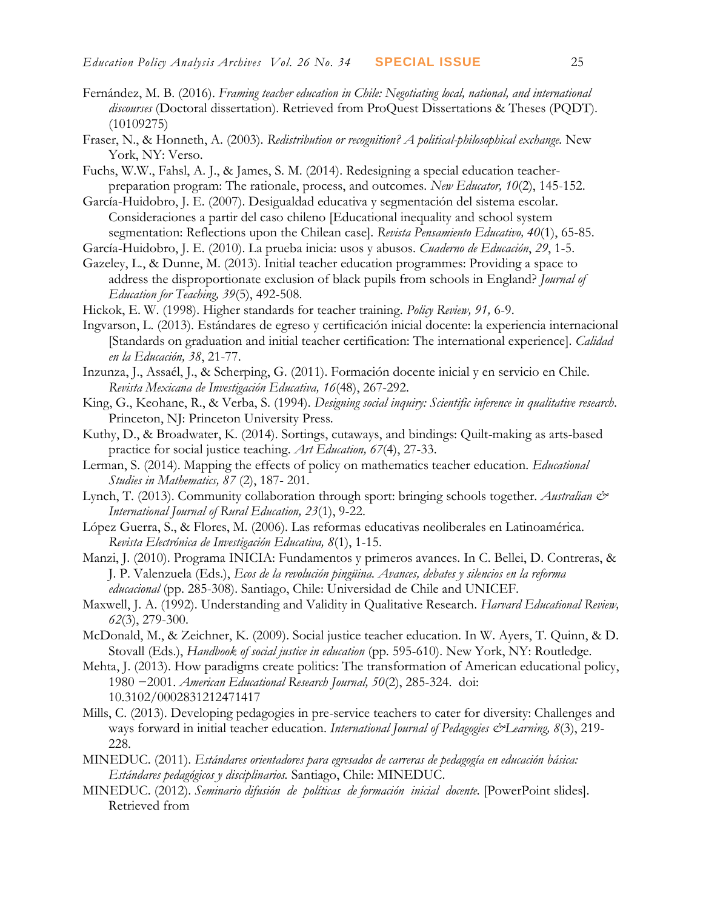Fernández, M. B. (2016). *Framing teacher education in Chile: Negotiating local, national, and international discourses* (Doctoral dissertation). Retrieved from ProQuest Dissertations & Theses (PQDT). (10109275)

Fraser, N., & Honneth, A. (2003). *Redistribution or recognition? A political-philosophical exchange.* New York, NY: Verso.

Fuchs, W.W., Fahsl, A. J., & James, S. M. (2014). Redesigning a special education teacher-preparation program: The rationale, process, and outcomes. *New Educator, 10*(2), 145-152.

García-Huidobro, J. E. (2007). Desigualdad educativa y segmentación del sistema escolar. Consideraciones a partir del caso chileno [Educational inequality and school system segmentation: Reflections upon the Chilean case]. *Revista Pensamiento Educativo, 40*(1), 65-85.

García-Huidobro, J. E. (2010). La prueba inicia: usos y abusos. *Cuaderno de Educación*, *29*, 1-5.

Gazeley, L., & Dunne, M. (2013). Initial teacher education programmes: Providing a space to address the disproportionate exclusion of black pupils from schools in England? *Journal of Education for Teaching, 39*(5), 492-508.

Hickok, E. W. (1998). Higher standards for teacher training. *Policy Review, 91,* 6-9.

Ingvarson, L. (2013). Estándares de egreso y certificación inicial docente: la experiencia internacional [Standards on graduation and initial teacher certification: The international experience]. *Calidad en la Educación, 38*, 21-77.

Inzunza, J., Assaél, J., & Scherping, G. (2011). Formación docente inicial y en servicio en Chile. *Revista Mexicana de Investigación Educativa, 16*(48), 267-292.

King, G., Keohane, R., & Verba, S. (1994). *Designing social inquiry: Scientific inference in qualitative research*. Princeton, NJ: Princeton University Press.

Kuthy, D., & Broadwater, K. (2014). Sortings, cutaways, and bindings: Quilt-making as arts-based practice for social justice teaching. *Art Education, 67*(4), 27-33.

Lerman, S. (2014). Mapping the effects of policy on mathematics teacher education. *Educational Studies in Mathematics, 87* (2), 187- 201.

Lynch, T. (2013). Community collaboration through sport: bringing schools together. *Australian & International Journal of Rural Education, 23*(1), 9-22.

López Guerra, S., & Flores, M. (2006). Las reformas educativas neoliberales en Latinoamérica. *Revista Electrónica de Investigación Educativa, 8*(1), 1-15.

Manzi, J. (2010). Programa INICIA: Fundamentos y primeros avances. In C. Bellei, D. Contreras, & J. P. Valenzuela (Eds.), *Ecos de la revolución pingüina. Avances, debates y silencios en la reforma educacional* (pp. 285-308). Santiago, Chile: Universidad de Chile and UNICEF.

Maxwell, J. A. (1992). Understanding and Validity in Qualitative Research. *Harvard Educational Review, 62*(3), 279-300.

McDonald, M., & Zeichner, K. (2009). Social justice teacher education. In W. Ayers, T. Quinn, & D. Stovall (Eds.), *Handbook of social justice in education* (pp. 595-610). New York, NY: Routledge.

Mehta, J. (2013). How paradigms create politics: The transformation of American educational policy, 1980 −2001. *American Educational Research Journal, 50*(2), 285-324. doi: 10.3102/0002831212471417

Mills, C. (2013). Developing pedagogies in pre-service teachers to cater for diversity: Challenges and ways forward in initial teacher education. *International Journal of Pedagogies &Learning, 8*(3), 219-228.

MINEDUC. (2011). *Estándares orientadores para egresados de carreras de pedagogía en educación básica: Estándares pedagógicos y disciplinarios.* Santiago, Chile: MINEDUC.

MINEDUC. (2012). *Seminario difusión de políticas de formación inicial docente.* [PowerPoint slides]. Retrieved from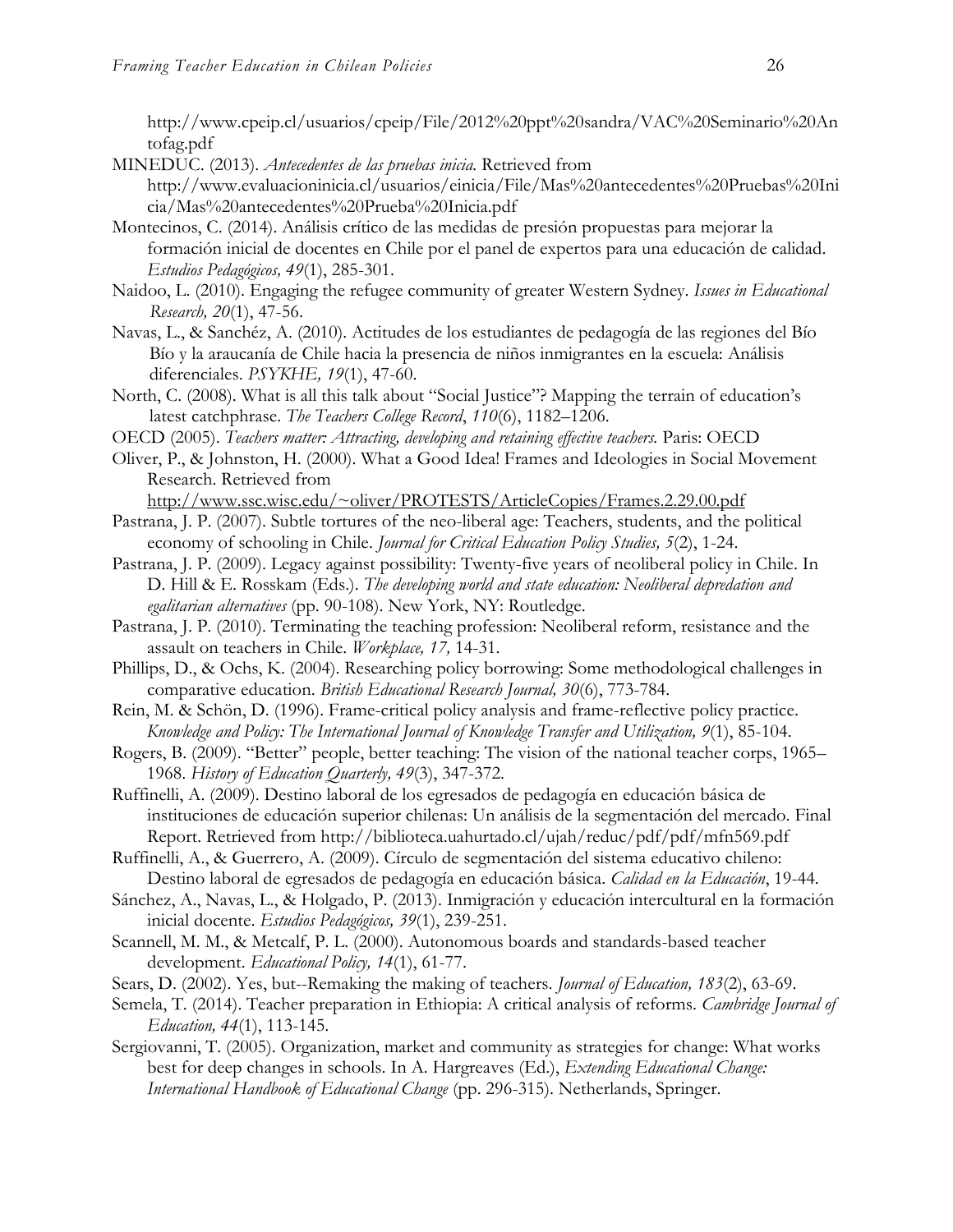http://www.cpeip.cl/usuarios/cpeip/File/2012%20ppt%20sandra/VAC%20Seminario%20Antofag.pdf

MINEDUC. (2013). *Antecedentes de las pruebas inicia.* Retrieved from http://www.evaluacioninicia.cl/usuarios/einicia/File/Mas%20antecedentes%20Pruebas%20Inicia/Mas%20antecedentes%20Prueba%20Inicia.pdf

Montecinos, C. (2014). Análisis crítico de las medidas de presión propuestas para mejorar la formación inicial de docentes en Chile por el panel de expertos para una educación de calidad. *Estudios Pedagógicos, 49*(1), 285-301.

Naidoo, L. (2010). Engaging the refugee community of greater Western Sydney. *Issues in Educational Research, 20*(1), 47-56.

Navas, L., & Sanchéz, A. (2010). Actitudes de los estudiantes de pedagogía de las regiones del Bío Bío y la araucanía de Chile hacia la presencia de niños inmigrantes en la escuela: Análisis diferenciales. *PSYKHE, 19*(1), 47-60.

North, C. (2008). What is all this talk about "Social Justice"? Mapping the terrain of education's latest catchphrase. *The Teachers College Record*, *110*(6), 1182–1206.

OECD (2005). *Teachers matter: Attracting, developing and retaining effective teachers.* Paris: OECD

Oliver, P., & Johnston, H. (2000). What a Good Idea! Frames and Ideologies in Social Movement Research. Retrieved from http://www.ssc.wisc.edu/~oliver/PROTESTS/ArticleCopies/Frames.2.29.00.pdf

Pastrana, J. P. (2007). Subtle tortures of the neo-liberal age: Teachers, students, and the political economy of schooling in Chile. *Journal for Critical Education Policy Studies, 5*(2), 1-24.

Pastrana, J. P. (2009). Legacy against possibility: Twenty-five years of neoliberal policy in Chile. In D. Hill & E. Rosskam (Eds.). *The developing world and state education: Neoliberal depredation and egalitarian alternatives* (pp. 90-108). New York, NY: Routledge.

Pastrana, J. P. (2010). Terminating the teaching profession: Neoliberal reform, resistance and the assault on teachers in Chile. *Workplace, 17,* 14-31.

Phillips, D., & Ochs, K. (2004). Researching policy borrowing: Some methodological challenges in comparative education. *British Educational Research Journal, 30*(6), 773-784.

Rein, M. & Schön, D. (1996). Frame-critical policy analysis and frame-reflective policy practice. *Knowledge and Policy: The International Journal of Knowledge Transfer and Utilization, 9*(1), 85-104.

Rogers, B. (2009). "Better" people, better teaching: The vision of the national teacher corps, 1965–1968. *History of Education Quarterly, 49*(3), 347-372.

Ruffinelli, A. (2009). Destino laboral de los egresados de pedagogía en educación básica de instituciones de educación superior chilenas: Un análisis de la segmentación del mercado. Final Report. Retrieved from http://biblioteca.uahurtado.cl/ujah/reduc/pdf/pdf/mfn569.pdf

Ruffinelli, A., & Guerrero, A. (2009). Círculo de segmentación del sistema educativo chileno: Destino laboral de egresados de pedagogía en educación básica. *Calidad en la Educación*, 19-44.

Sánchez, A., Navas, L., & Holgado, P. (2013). Inmigración y educación intercultural en la formación inicial docente. *Estudios Pedagógicos, 39*(1), 239-251.

Scannell, M. M., & Metcalf, P. L. (2000). Autonomous boards and standards-based teacher development. *Educational Policy, 14*(1), 61-77.

Sears, D. (2002). Yes, but--Remaking the making of teachers. *Journal of Education, 183*(2), 63-69.

Semela, T. (2014). Teacher preparation in Ethiopia: A critical analysis of reforms. *Cambridge Journal of Education, 44*(1), 113-145.

Sergiovanni, T. (2005). Organization, market and community as strategies for change: What works best for deep changes in schools. In A. Hargreaves (Ed.), *Extending Educational Change: International Handbook of Educational Change* (pp. 296-315). Netherlands, Springer.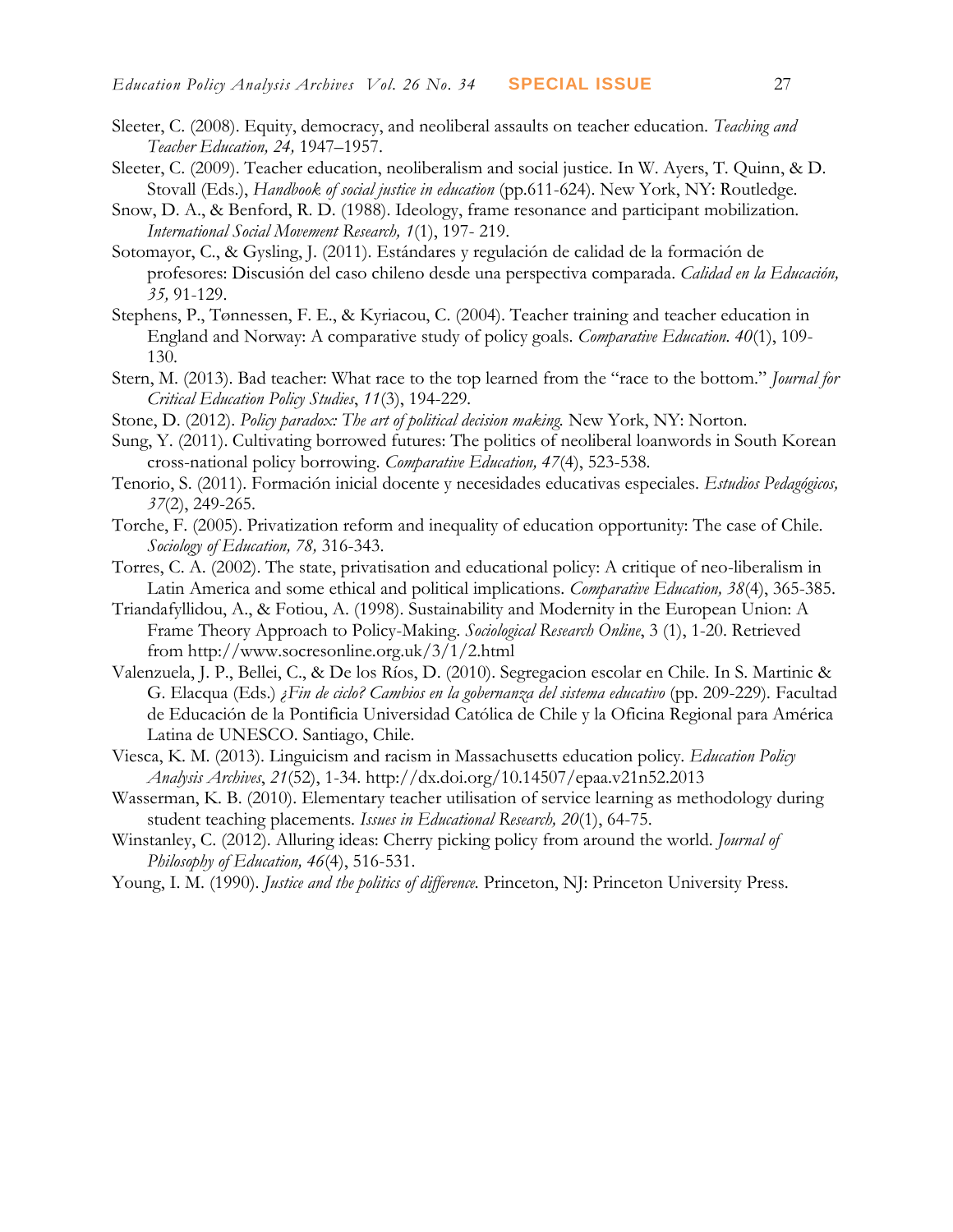Sleeter, C. (2008). Equity, democracy, and neoliberal assaults on teacher education. *Teaching and Teacher Education, 24,* 1947–1957.

Sleeter, C. (2009). Teacher education, neoliberalism and social justice. In W. Ayers, T. Quinn, & D. Stovall (Eds.), *Handbook of social justice in education* (pp.611-624). New York, NY: Routledge.

Snow, D. A., & Benford, R. D. (1988). Ideology, frame resonance and participant mobilization. *International Social Movement Research, 1*(1), 197- 219.

Sotomayor, C., & Gysling, J. (2011). Estándares y regulación de calidad de la formación de profesores: Discusión del caso chileno desde una perspectiva comparada. *Calidad en la Educación, 35,* 91-129.

Stephens, P., Tønnessen, F. E., & Kyriacou, C. (2004). Teacher training and teacher education in England and Norway: A comparative study of policy goals. *Comparative Education. 40*(1), 109-130.

Stern, M. (2013). Bad teacher: What race to the top learned from the "race to the bottom." *Journal for Critical Education Policy Studies*, *11*(3), 194-229.

Stone, D. (2012). *Policy paradox: The art of political decision making.* New York, NY: Norton.

Sung, Y. (2011). Cultivating borrowed futures: The politics of neoliberal loanwords in South Korean cross-national policy borrowing. *Comparative Education, 47*(4), 523-538.

Tenorio, S. (2011). Formación inicial docente y necesidades educativas especiales. *Estudios Pedagógicos, 37*(2), 249-265.

Torche, F. (2005). Privatization reform and inequality of education opportunity: The case of Chile. *Sociology of Education, 78,* 316-343.

Torres, C. A. (2002). The state, privatisation and educational policy: A critique of neo-liberalism in Latin America and some ethical and political implications. *Comparative Education, 38*(4), 365-385.

Triandafyllidou, A., & Fotiou, A. (1998). Sustainability and Modernity in the European Union: A Frame Theory Approach to Policy-Making. *Sociological Research Online*, 3 (1), 1-20. Retrieved from http://www.socresonline.org.uk/3/1/2.html

Valenzuela, J. P., Bellei, C., & De los Ríos, D. (2010). Segregacion escolar en Chile. In S. Martinic & G. Elacqua (Eds.) *¿Fin de ciclo? Cambios en la gobernanza del sistema educativo* (pp. 209-229). Facultad de Educación de la Pontificia Universidad Católica de Chile y la Oficina Regional para América Latina de UNESCO. Santiago, Chile.

Viesca, K. M. (2013). Linguicism and racism in Massachusetts education policy. *Education Policy Analysis Archives*, *21*(52), 1-34. http://dx.doi.org/10.14507/epaa.v21n52.2013

Wasserman, K. B. (2010). Elementary teacher utilisation of service learning as methodology during student teaching placements. *Issues in Educational Research, 20*(1), 64-75.

Winstanley, C. (2012). Alluring ideas: Cherry picking policy from around the world. *Journal of Philosophy of Education, 46*(4), 516-531.

Young, I. M. (1990). *Justice and the politics of difference.* Princeton, NJ: Princeton University Press.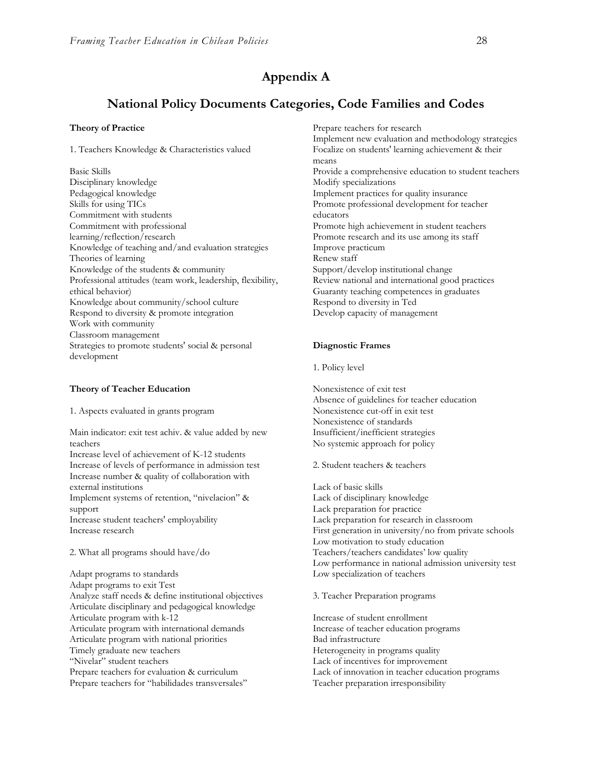# Appendix A

## National Policy Documents Categories, Code Families and Codes

**Theory of Practice**

1. Teachers Knowledge & Characteristics valued

Basic Skills
Disciplinary knowledge
Pedagogical knowledge
Skills for using TICs
Commitment with students
Commitment with professional learning/reflection/research
Knowledge of teaching and/and evaluation strategies
Theories of learning
Knowledge of the students & community
Professional attitudes (team work, leadership, flexibility, ethical behavior)
Knowledge about community/school culture
Respond to diversity & promote integration
Work with community
Classroom management
Strategies to promote students' social & personal development

**Theory of Teacher Education**

1. Aspects evaluated in grants program

Main indicator: exit test achiv. & value added by new teachers
Increase level of achievement of K-12 students
Increase of levels of performance in admission test
Increase number & quality of collaboration with external institutions
Implement systems of retention, "nivelacion" & support
Increase student teachers' employability
Increase research

2. What all programs should have/do

Adapt programs to standards
Adapt programs to exit Test
Analyze staff needs & define institutional objectives
Articulate disciplinary and pedagogical knowledge
Articulate program with k-12
Articulate program with international demands
Articulate program with national priorities
Timely graduate new teachers
"Nivelar" student teachers
Prepare teachers for evaluation & curriculum
Prepare teachers for "habilidades transversales"
Prepare teachers for research
Implement new evaluation and methodology strategies
Focalize on students' learning achievement & their means
Provide a comprehensive education to student teachers
Modify specializations
Implement practices for quality insurance
Promote professional development for teacher educators
Promote high achievement in student teachers
Promote research and its use among its staff
Improve practicum
Renew staff
Support/develop institutional change
Review national and international good practices
Guaranty teaching competences in graduates
Respond to diversity in Ted
Develop capacity of management

**Diagnostic Frames**

1. Policy level

Nonexistence of exit test
Absence of guidelines for teacher education
Nonexistence cut-off in exit test
Nonexistence of standards
Insufficient/inefficient strategies
No systemic approach for policy

2. Student teachers & teachers

Lack of basic skills
Lack of disciplinary knowledge
Lack preparation for practice
Lack preparation for research in classroom
First generation in university/no from private schools
Low motivation to study education
Teachers/teachers candidates' low quality
Low performance in national admission university test
Low specialization of teachers

3. Teacher Preparation programs

Increase of student enrollment
Increase of teacher education programs
Bad infrastructure
Heterogeneity in programs quality
Lack of incentives for improvement
Lack of innovation in teacher education programs
Teacher preparation irresponsibility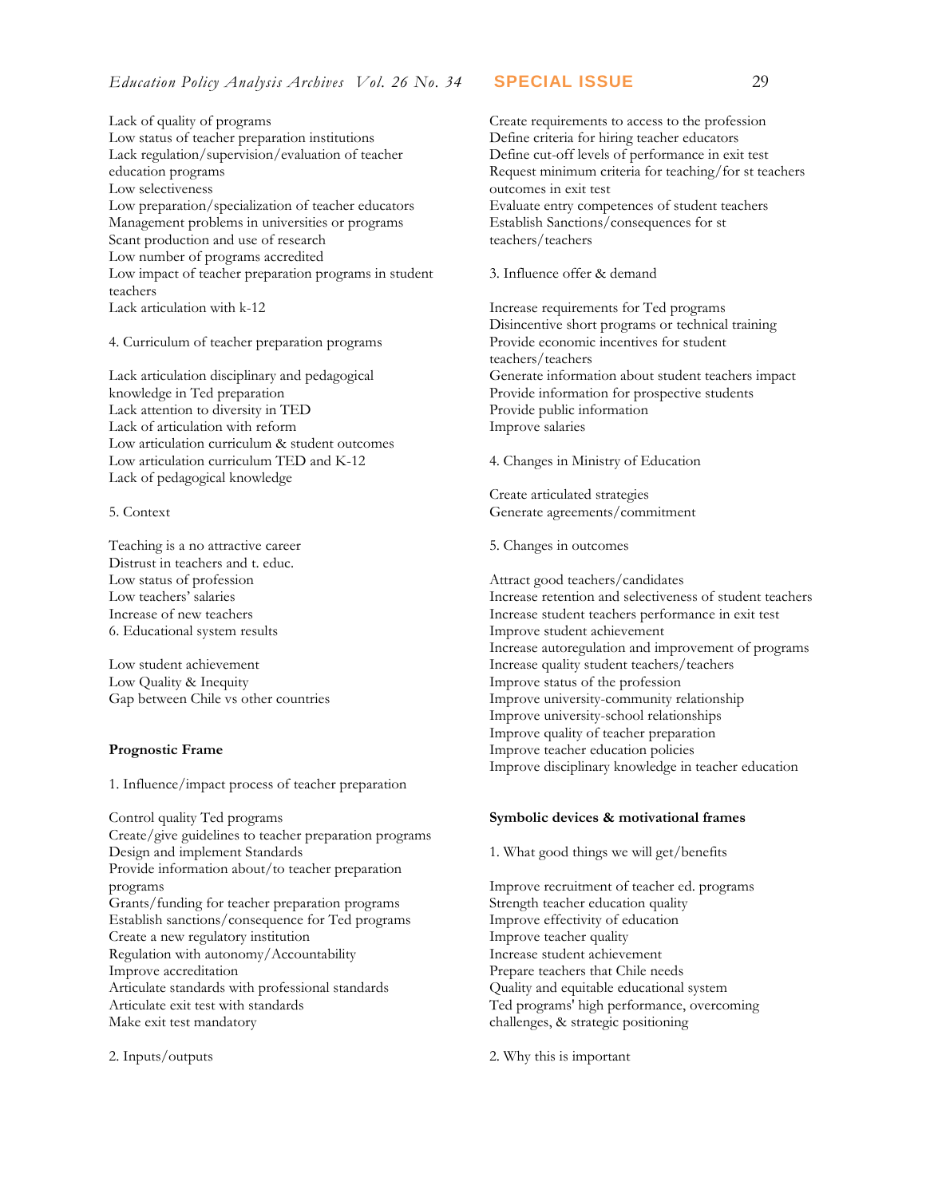Lack of quality of programs
Low status of teacher preparation institutions
Lack regulation/supervision/evaluation of teacher education programs
Low selectiveness
Low preparation/specialization of teacher educators
Management problems in universities or programs
Scant production and use of research
Low number of programs accredited
Low impact of teacher preparation programs in student teachers
Lack articulation with k-12

4. Curriculum of teacher preparation programs

Lack articulation disciplinary and pedagogical knowledge in Ted preparation
Lack attention to diversity in TED
Lack of articulation with reform
Low articulation curriculum & student outcomes
Low articulation curriculum TED and K-12
Lack of pedagogical knowledge

5. Context

Teaching is a no attractive career
Distrust in teachers and t. educ.
Low status of profession
Low teachers' salaries
Increase of new teachers
6. Educational system results

Low student achievement
Low Quality & Inequity
Gap between Chile vs other countries

**Prognostic Frame**

1. Influence/impact process of teacher preparation

Control quality Ted programs
Create/give guidelines to teacher preparation programs
Design and implement Standards
Provide information about/to teacher preparation programs
Grants/funding for teacher preparation programs
Establish sanctions/consequence for Ted programs
Create a new regulatory institution
Regulation with autonomy/Accountability
Improve accreditation
Articulate standards with professional standards
Articulate exit test with standards
Make exit test mandatory

2. Inputs/outputs

Create requirements to access to the profession
Define criteria for hiring teacher educators
Define cut-off levels of performance in exit test
Request minimum criteria for teaching/for st teachers outcomes in exit test
Evaluate entry competences of student teachers
Establish Sanctions/consequences for st teachers/teachers

3. Influence offer & demand

Increase requirements for Ted programs
Disincentive short programs or technical training
Provide economic incentives for student teachers/teachers
Generate information about student teachers impact
Provide information for prospective students
Provide public information
Improve salaries

4. Changes in Ministry of Education

Create articulated strategies
Generate agreements/commitment

5. Changes in outcomes

Attract good teachers/candidates
Increase retention and selectiveness of student teachers
Increase student teachers performance in exit test
Improve student achievement
Increase autoregulation and improvement of programs
Increase quality student teachers/teachers
Improve status of the profession
Improve university-community relationship
Improve university-school relationships
Improve quality of teacher preparation
Improve teacher education policies
Improve disciplinary knowledge in teacher education

**Symbolic devices & motivational frames**

1. What good things we will get/benefits

Improve recruitment of teacher ed. programs
Strength teacher education quality
Improve effectivity of education
Improve teacher quality
Increase student achievement
Prepare teachers that Chile needs
Quality and equitable educational system
Ted programs' high performance, overcoming challenges, & strategic positioning

2. Why this is important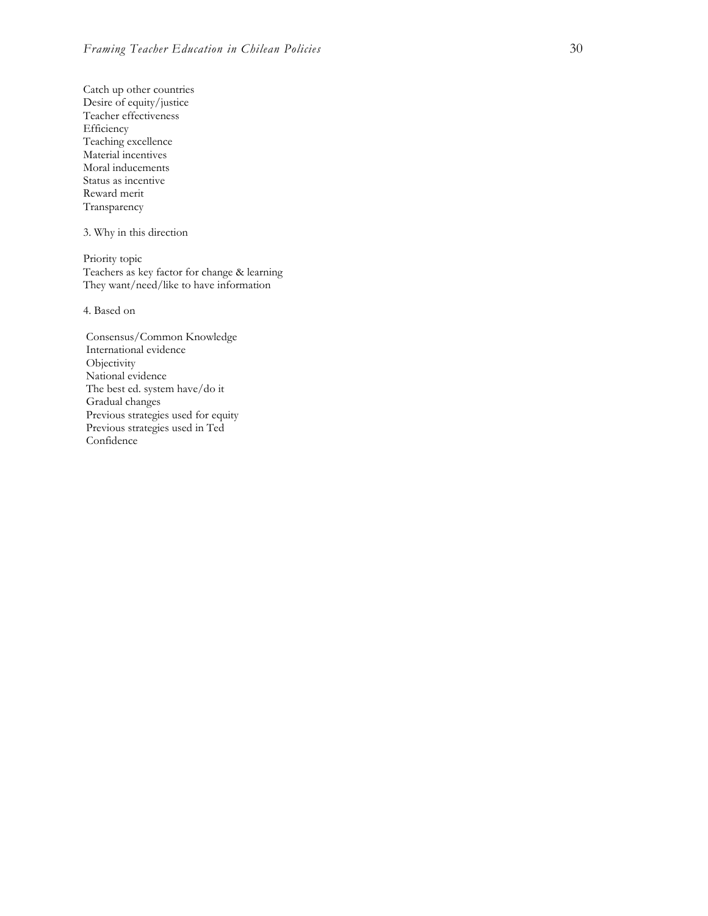Catch up other countries
Desire of equity/justice
Teacher effectiveness
Efficiency
Teaching excellence
Material incentives
Moral inducements
Status as incentive
Reward merit
Transparency

3. Why in this direction

Priority topic
Teachers as key factor for change & learning
They want/need/like to have information

4. Based on

Consensus/Common Knowledge
International evidence
Objectivity
National evidence
The best ed. system have/do it
Gradual changes
Previous strategies used for equity
Previous strategies used in Ted
Confidence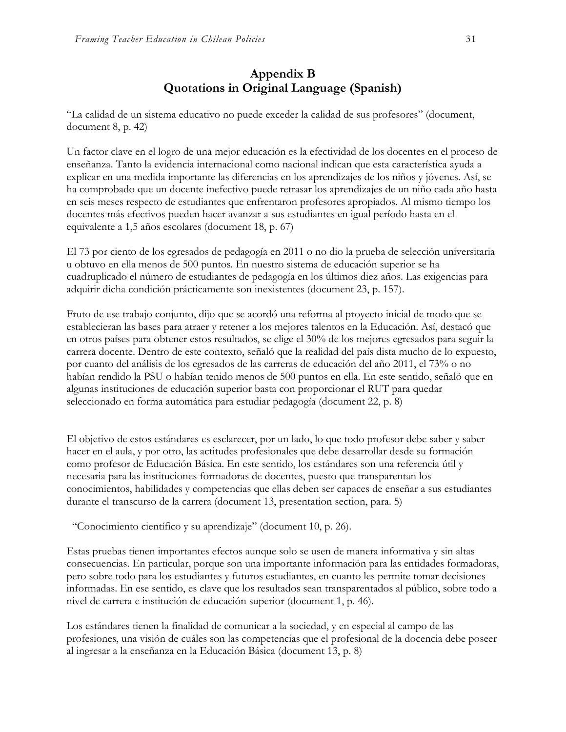# Appendix B
# Quotations in Original Language (Spanish)

"La calidad de un sistema educativo no puede exceder la calidad de sus profesores" (document, document 8, p. 42)

Un factor clave en el logro de una mejor educación es la efectividad de los docentes en el proceso de enseñanza. Tanto la evidencia internacional como nacional indican que esta característica ayuda a explicar en una medida importante las diferencias en los aprendizajes de los niños y jóvenes. Así, se ha comprobado que un docente inefectivo puede retrasar los aprendizajes de un niño cada año hasta en seis meses respecto de estudiantes que enfrentaron profesores apropiados. Al mismo tiempo los docentes más efectivos pueden hacer avanzar a sus estudiantes en igual período hasta en el equivalente a 1,5 años escolares (document 18, p. 67)

El 73 por ciento de los egresados de pedagogía en 2011 o no dio la prueba de selección universitaria u obtuvo en ella menos de 500 puntos. En nuestro sistema de educación superior se ha cuadruplicado el número de estudiantes de pedagogía en los últimos diez años. Las exigencias para adquirir dicha condición prácticamente son inexistentes (document 23, p. 157).

Fruto de ese trabajo conjunto, dijo que se acordó una reforma al proyecto inicial de modo que se establecieran las bases para atraer y retener a los mejores talentos en la Educación. Así, destacó que en otros países para obtener estos resultados, se elige el 30% de los mejores egresados para seguir la carrera docente. Dentro de este contexto, señaló que la realidad del país dista mucho de lo expuesto, por cuanto del análisis de los egresados de las carreras de educación del año 2011, el 73% o no habían rendido la PSU o habían tenido menos de 500 puntos en ella. En este sentido, señaló que en algunas instituciones de educación superior basta con proporcionar el RUT para quedar seleccionado en forma automática para estudiar pedagogía (document 22, p. 8)

El objetivo de estos estándares es esclarecer, por un lado, lo que todo profesor debe saber y saber hacer en el aula, y por otro, las actitudes profesionales que debe desarrollar desde su formación como profesor de Educación Básica. En este sentido, los estándares son una referencia útil y necesaria para las instituciones formadoras de docentes, puesto que transparentan los conocimientos, habilidades y competencias que ellas deben ser capaces de enseñar a sus estudiantes durante el transcurso de la carrera (document 13, presentation section, para. 5)

"Conocimiento científico y su aprendizaje" (document 10, p. 26).

Estas pruebas tienen importantes efectos aunque solo se usen de manera informativa y sin altas consecuencias. En particular, porque son una importante información para las entidades formadoras, pero sobre todo para los estudiantes y futuros estudiantes, en cuanto les permite tomar decisiones informadas. En ese sentido, es clave que los resultados sean transparentados al público, sobre todo a nivel de carrera e institución de educación superior (document 1, p. 46).

Los estándares tienen la finalidad de comunicar a la sociedad, y en especial al campo de las profesiones, una visión de cuáles son las competencias que el profesional de la docencia debe poseer al ingresar a la enseñanza en la Educación Básica (document 13, p. 8)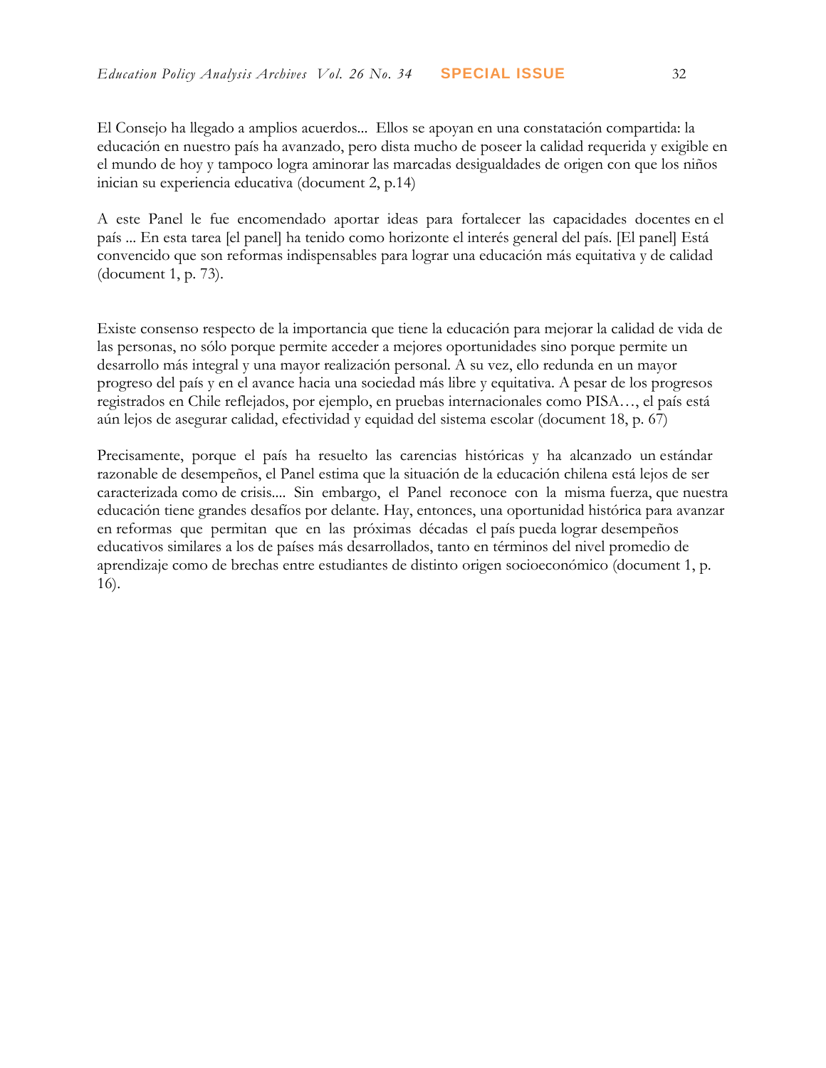El Consejo ha llegado a amplios acuerdos... Ellos se apoyan en una constatación compartida: la educación en nuestro país ha avanzado, pero dista mucho de poseer la calidad requerida y exigible en el mundo de hoy y tampoco logra aminorar las marcadas desigualdades de origen con que los niños inician su experiencia educativa (document 2, p.14)

A este Panel le fue encomendado aportar ideas para fortalecer las capacidades docentes en el país ... En esta tarea [el panel] ha tenido como horizonte el interés general del país. [El panel] Está convencido que son reformas indispensables para lograr una educación más equitativa y de calidad (document 1, p. 73).

Existe consenso respecto de la importancia que tiene la educación para mejorar la calidad de vida de las personas, no sólo porque permite acceder a mejores oportunidades sino porque permite un desarrollo más integral y una mayor realización personal. A su vez, ello redunda en un mayor progreso del país y en el avance hacia una sociedad más libre y equitativa. A pesar de los progresos registrados en Chile reflejados, por ejemplo, en pruebas internacionales como PISA…, el país está aún lejos de asegurar calidad, efectividad y equidad del sistema escolar (document 18, p. 67)

Precisamente, porque el país ha resuelto las carencias históricas y ha alcanzado un estándar razonable de desempeños, el Panel estima que la situación de la educación chilena está lejos de ser caracterizada como de crisis.... Sin embargo, el Panel reconoce con la misma fuerza, que nuestra educación tiene grandes desafíos por delante. Hay, entonces, una oportunidad histórica para avanzar en reformas que permitan que en las próximas décadas el país pueda lograr desempeños educativos similares a los de países más desarrollados, tanto en términos del nivel promedio de aprendizaje como de brechas entre estudiantes de distinto origen socioeconómico (document 1, p. 16).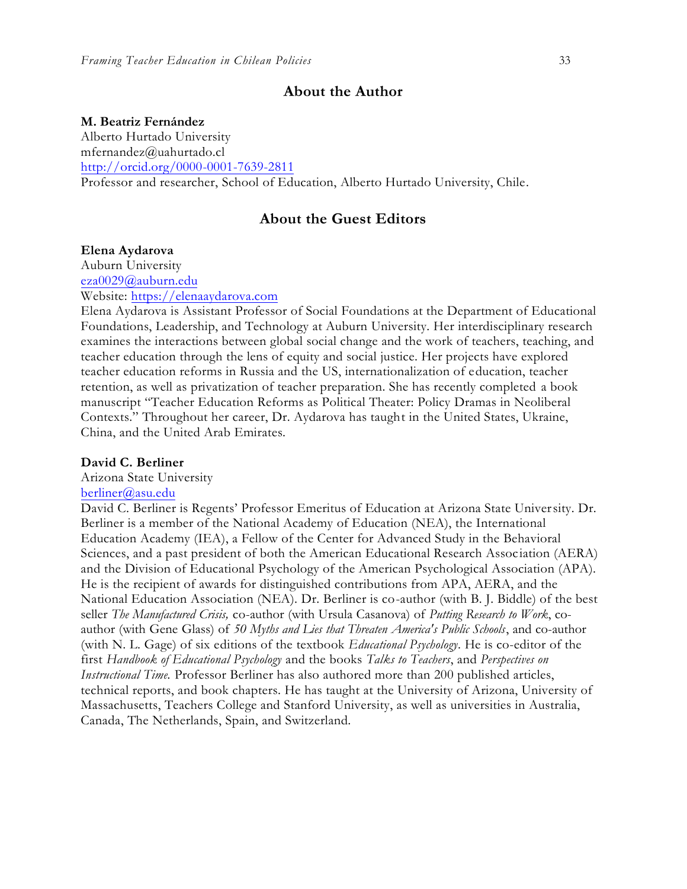## About the Author

**M. Beatriz Fernández**
Alberto Hurtado University
mfernandez@uahurtado.cl
http://orcid.org/0000-0001-7639-2811
Professor and researcher, School of Education, Alberto Hurtado University, Chile.

## About the Guest Editors

**Elena Aydarova**
Auburn University
eza0029@auburn.edu
Website: https://elenaaydarova.com
Elena Aydarova is Assistant Professor of Social Foundations at the Department of Educational Foundations, Leadership, and Technology at Auburn University. Her interdisciplinary research examines the interactions between global social change and the work of teachers, teaching, and teacher education through the lens of equity and social justice. Her projects have explored teacher education reforms in Russia and the US, internationalization of education, teacher retention, as well as privatization of teacher preparation. She has recently completed a book manuscript "Teacher Education Reforms as Political Theater: Policy Dramas in Neoliberal Contexts." Throughout her career, Dr. Aydarova has taught in the United States, Ukraine, China, and the United Arab Emirates.

**David C. Berliner**
Arizona State University
berliner@asu.edu
David C. Berliner is Regents' Professor Emeritus of Education at Arizona State University. Dr. Berliner is a member of the National Academy of Education (NEA), the International Education Academy (IEA), a Fellow of the Center for Advanced Study in the Behavioral Sciences, and a past president of both the American Educational Research Association (AERA) and the Division of Educational Psychology of the American Psychological Association (APA). He is the recipient of awards for distinguished contributions from APA, AERA, and the National Education Association (NEA). Dr. Berliner is co-author (with B. J. Biddle) of the best seller *The Manufactured Crisis,* co-author (with Ursula Casanova) of *Putting Research to Work*, co-author (with Gene Glass) of *50 Myths and Lies that Threaten America's Public Schools*, and co-author (with N. L. Gage) of six editions of the textbook *Educational Psychology*. He is co-editor of the first *Handbook of Educational Psychology* and the books *Talks to Teachers*, and *Perspectives on Instructional Time.* Professor Berliner has also authored more than 200 published articles, technical reports, and book chapters. He has taught at the University of Arizona, University of Massachusetts, Teachers College and Stanford University, as well as universities in Australia, Canada, The Netherlands, Spain, and Switzerland.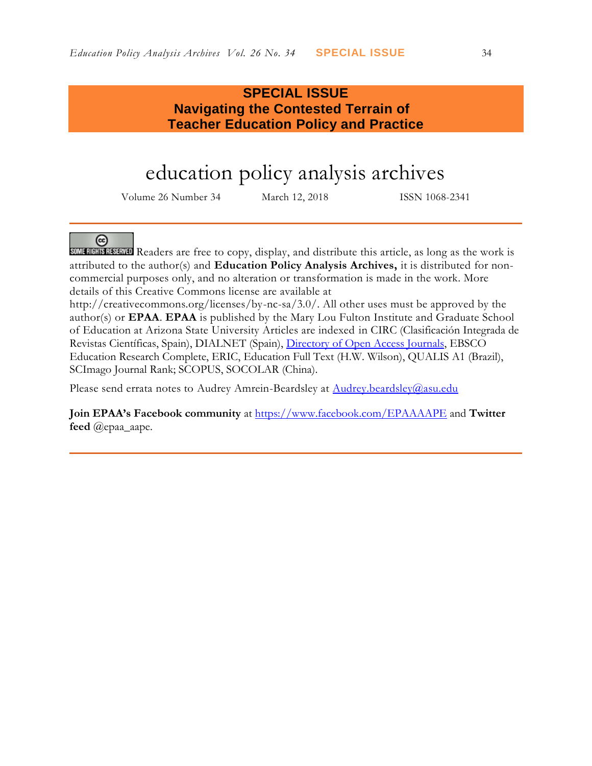## SPECIAL ISSUE
## Navigating the Contested Terrain of Teacher Education Policy and Practice

# education policy analysis archives

Volume 26 Number 34 March 12, 2018 ISSN 1068-2341

SOME RIGHTS RESERVED Readers are free to copy, display, and distribute this article, as long as the work is attributed to the author(s) and **Education Policy Analysis Archives,** it is distributed for non-commercial purposes only, and no alteration or transformation is made in the work. More details of this Creative Commons license are available at http://creativecommons.org/licenses/by-nc-sa/3.0/. All other uses must be approved by the author(s) or **EPAA**. **EPAA** is published by the Mary Lou Fulton Institute and Graduate School of Education at Arizona State University Articles are indexed in CIRC (Clasificación Integrada de Revistas Científicas, Spain), DIALNET (Spain), Directory of Open Access Journals, EBSCO Education Research Complete, ERIC, Education Full Text (H.W. Wilson), QUALIS A1 (Brazil), SCImago Journal Rank; SCOPUS, SOCOLAR (China).

Please send errata notes to Audrey Amrein-Beardsley at Audrey.beardsley@asu.edu

**Join EPAA's Facebook community** at https://www.facebook.com/EPAAAAPE and **Twitter feed** @epaa_aape.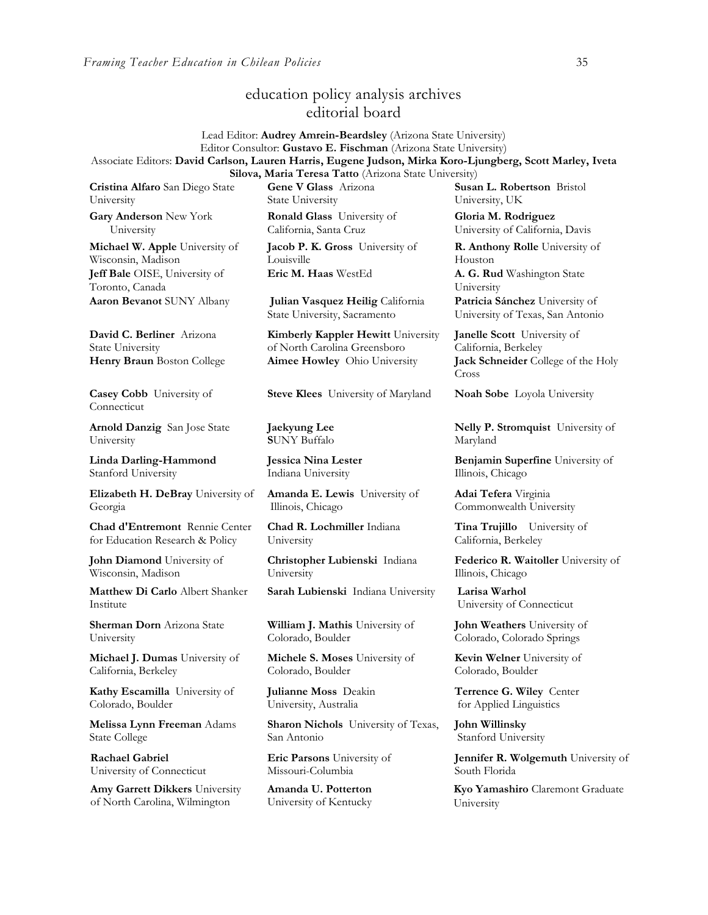# education policy analysis archives editorial board

Lead Editor: **Audrey Amrein-Beardsley** (Arizona State University)
Editor Consultor: **Gustavo E. Fischman** (Arizona State University)
Associate Editors: **David Carlson, Lauren Harris, Eugene Judson, Mirka Koro-Ljungberg, Scott Marley, Iveta Silova, Maria Teresa Tatto** (Arizona State University)

**Cristina Alfaro** San Diego State University

**Gary Anderson** New York University

**Michael W. Apple** University of Wisconsin, Madison

**Jeff Bale** OISE, University of Toronto, Canada

**Aaron Bevanot** SUNY Albany

**David C. Berliner** Arizona State University

**Henry Braun** Boston College

**Casey Cobb** University of Connecticut

**Arnold Danzig** San Jose State University

**Linda Darling-Hammond** Stanford University

**Elizabeth H. DeBray** University of Georgia

**Chad d'Entremont** Rennie Center for Education Research & Policy

**John Diamond** University of Wisconsin, Madison

**Matthew Di Carlo** Albert Shanker Institute

**Sherman Dorn** Arizona State University

**Michael J. Dumas** University of California, Berkeley

**Kathy Escamilla** University of Colorado, Boulder

**Melissa Lynn Freeman** Adams State College

**Rachael Gabriel** University of Connecticut

**Amy Garrett Dikkers** University of North Carolina, Wilmington

**Gene V Glass** Arizona State University

**Ronald Glass** University of California, Santa Cruz

**Jacob P. K. Gross** University of Louisville

**Eric M. Haas** WestEd

**Julian Vasquez Heilig** California State University, Sacramento

**Kimberly Kappler Hewitt** University of North Carolina Greensboro

**Aimee Howley** Ohio University

**Steve Klees** University of Maryland

**Jaekyung Lee** SUNY Buffalo

**Jessica Nina Lester** Indiana University

**Amanda E. Lewis** University of Illinois, Chicago

**Chad R. Lochmiller** Indiana University

**Christopher Lubienski** Indiana University

**Sarah Lubienski** Indiana University

**William J. Mathis** University of Colorado, Boulder

**Michele S. Moses** University of Colorado, Boulder

**Julianne Moss** Deakin University, Australia

**Sharon Nichols** University of Texas, San Antonio

**Eric Parsons** University of Missouri-Columbia

**Amanda U. Potterton** University of Kentucky

**Susan L. Robertson** Bristol University, UK

**Gloria M. Rodriguez** University of California, Davis

**R. Anthony Rolle** University of Houston

**A. G. Rud** Washington State University

**Patricia Sánchez** University of University of Texas, San Antonio

**Janelle Scott** University of California, Berkeley

**Jack Schneider** College of the Holy Cross

**Noah Sobe** Loyola University

**Nelly P. Stromquist** University of Maryland

**Benjamin Superfine** University of Illinois, Chicago

**Adai Tefera** Virginia Commonwealth University

**Tina Trujillo** University of California, Berkeley

**Federico R. Waitoller** University of Illinois, Chicago

**Larisa Warhol** University of Connecticut

**John Weathers** University of Colorado, Colorado Springs

**Kevin Welner** University of Colorado, Boulder

**Terrence G. Wiley** Center for Applied Linguistics

**John Willinsky** Stanford University

**Jennifer R. Wolgemuth** University of South Florida

**Kyo Yamashiro** Claremont Graduate University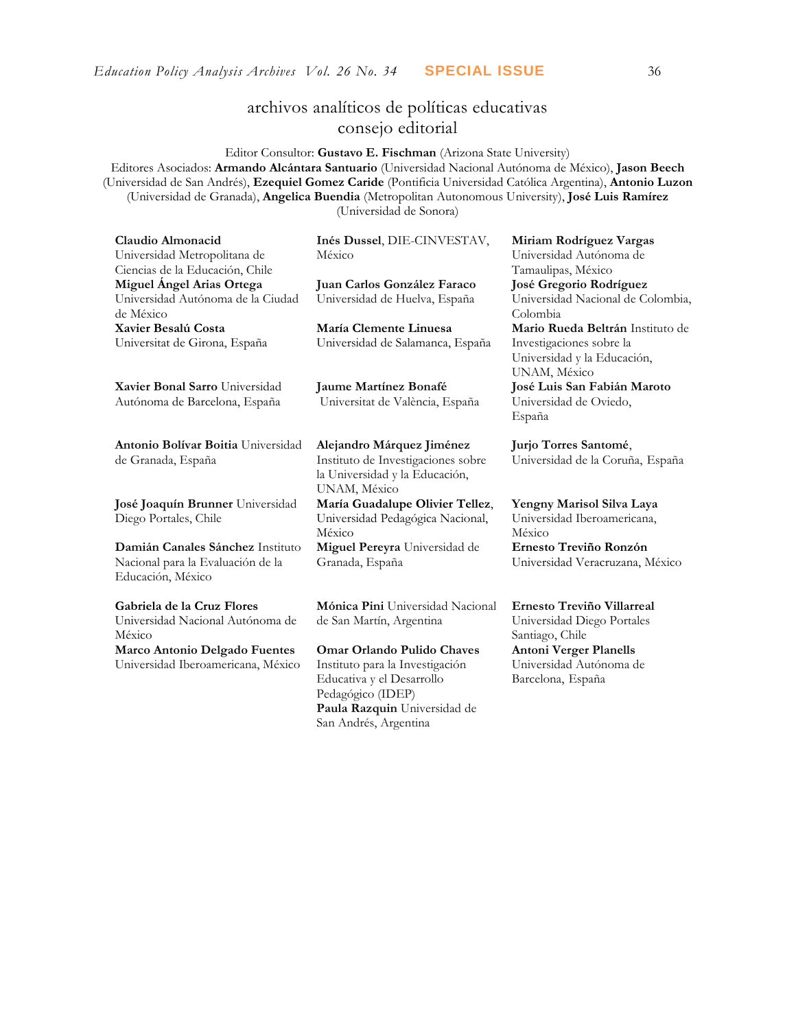# archivos analíticos de políticas educativas
## consejo editorial

Editor Consultor: **Gustavo E. Fischman** (Arizona State University)
Editores Asociados: **Armando Alcántara Santuario** (Universidad Nacional Autónoma de México), **Jason Beech** (Universidad de San Andrés), **Ezequiel Gomez Caride** (Pontificia Universidad Católica Argentina), **Antonio Luzon** (Universidad de Granada), **Angelica Buendia** (Metropolitan Autonomous University), **José Luis Ramírez** (Universidad de Sonora)

**Claudio Almonacid**
Universidad Metropolitana de Ciencias de la Educación, Chile

**Miguel Ángel Arias Ortega**
Universidad Autónoma de la Ciudad de México

**Xavier Besalú Costa**
Universitat de Girona, España

**Xavier Bonal Sarro** Universidad Autónoma de Barcelona, España

**Antonio Bolívar Boitia** Universidad de Granada, España

**José Joaquín Brunner** Universidad Diego Portales, Chile

**Damián Canales Sánchez** Instituto Nacional para la Evaluación de la Educación, México

**Gabriela de la Cruz Flores**
Universidad Nacional Autónoma de México

**Marco Antonio Delgado Fuentes**
Universidad Iberoamericana, México

**Inés Dussel**, DIE-CINVESTAV, México

**Juan Carlos González Faraco**
Universidad de Huelva, España

**María Clemente Linuesa**
Universidad de Salamanca, España

**Jaume Martínez Bonafé**
Universitat de València, España

**Alejandro Márquez Jiménez**
Instituto de Investigaciones sobre la Universidad y la Educación, UNAM, México

**María Guadalupe Olivier Tellez**, Universidad Pedagógica Nacional, México

**Miguel Pereyra** Universidad de Granada, España

**Mónica Pini** Universidad Nacional de San Martín, Argentina

**Omar Orlando Pulido Chaves**
Instituto para la Investigación Educativa y el Desarrollo Pedagógico (IDEP)

**Paula Razquin** Universidad de San Andrés, Argentina

**Miriam Rodríguez Vargas**
Universidad Autónoma de Tamaulipas, México

**José Gregorio Rodríguez**
Universidad Nacional de Colombia, Colombia

**Mario Rueda Beltrán** Instituto de Investigaciones sobre la Universidad y la Educación, UNAM, México

**José Luis San Fabián Maroto**
Universidad de Oviedo, España

**Jurjo Torres Santomé**, Universidad de la Coruña, España

**Yengny Marisol Silva Laya**
Universidad Iberoamericana, México

**Ernesto Treviño Ronzón**
Universidad Veracruzana, México

**Ernesto Treviño Villarreal**
Universidad Diego Portales Santiago, Chile

**Antoni Verger Planells**
Universidad Autónoma de Barcelona, España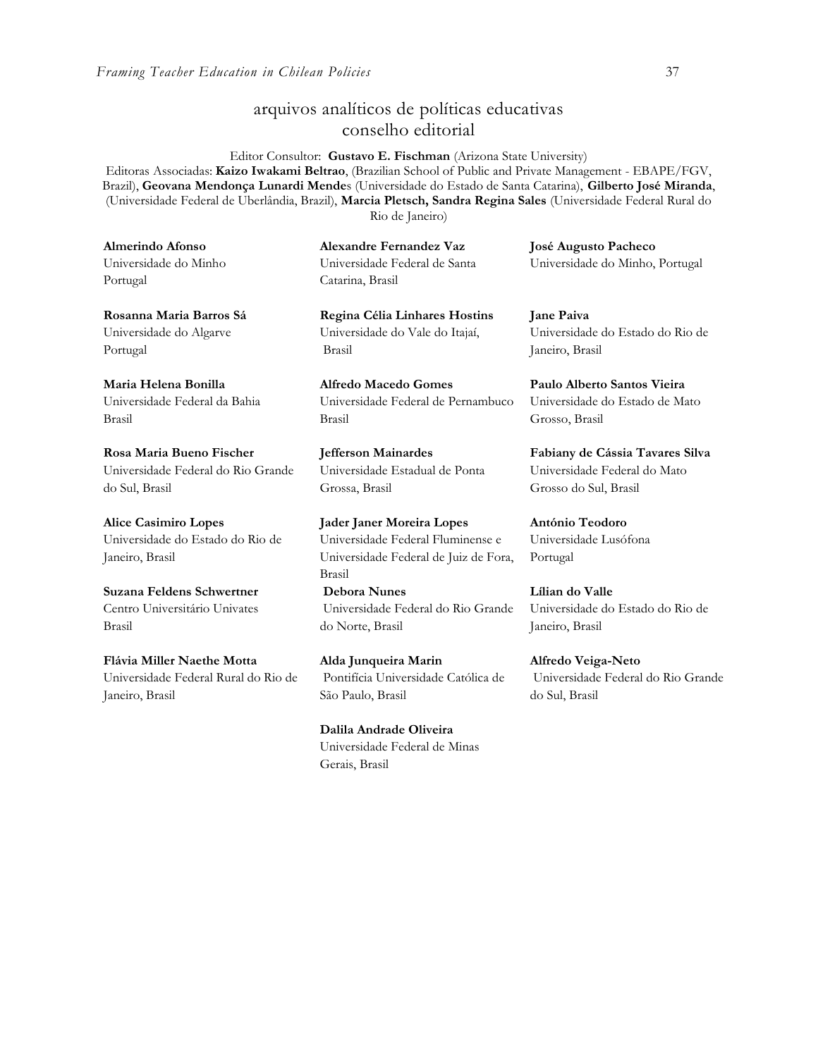# arquivos analíticos de políticas educativas
## conselho editorial

Editor Consultor: **Gustavo E. Fischman** (Arizona State University)
Editoras Associadas: **Kaizo Iwakami Beltrao**, (Brazilian School of Public and Private Management - EBAPE/FGV, Brazil), **Geovana Mendonça Lunardi Mende**s (Universidade do Estado de Santa Catarina), **Gilberto José Miranda**, (Universidade Federal de Uberlândia, Brazil), **Marcia Pletsch, Sandra Regina Sales** (Universidade Federal Rural do Rio de Janeiro)

**Almerindo Afonso**
Universidade do Minho
Portugal

**Rosanna Maria Barros Sá**
Universidade do Algarve
Portugal

**Maria Helena Bonilla**
Universidade Federal da Bahia
Brasil

**Rosa Maria Bueno Fischer**
Universidade Federal do Rio Grande do Sul, Brasil

**Alice Casimiro Lopes**
Universidade do Estado do Rio de Janeiro, Brasil

**Suzana Feldens Schwertner**
Centro Universitário Univates
Brasil

**Flávia Miller Naethe Motta**
Universidade Federal Rural do Rio de Janeiro, Brasil

**Alexandre Fernandez Vaz**
Universidade Federal de Santa Catarina, Brasil

**Regina Célia Linhares Hostins**
Universidade do Vale do Itajaí, Brasil

**Alfredo Macedo Gomes**
Universidade Federal de Pernambuco
Brasil

**Jefferson Mainardes**
Universidade Estadual de Ponta Grossa, Brasil

**Jader Janer Moreira Lopes**
Universidade Federal Fluminense e Universidade Federal de Juiz de Fora, Brasil

**Debora Nunes**
Universidade Federal do Rio Grande do Norte, Brasil

**Alda Junqueira Marin**
Pontifícia Universidade Católica de São Paulo, Brasil

**Dalila Andrade Oliveira**
Universidade Federal de Minas Gerais, Brasil

**José Augusto Pacheco**
Universidade do Minho, Portugal

**Jane Paiva**
Universidade do Estado do Rio de Janeiro, Brasil

**Paulo Alberto Santos Vieira**
Universidade do Estado de Mato Grosso, Brasil

**Fabiany de Cássia Tavares Silva**
Universidade Federal do Mato Grosso do Sul, Brasil

**António Teodoro**
Universidade Lusófona
Portugal

**Lílian do Valle**
Universidade do Estado do Rio de Janeiro, Brasil

**Alfredo Veiga-Neto**
Universidade Federal do Rio Grande do Sul, Brasil